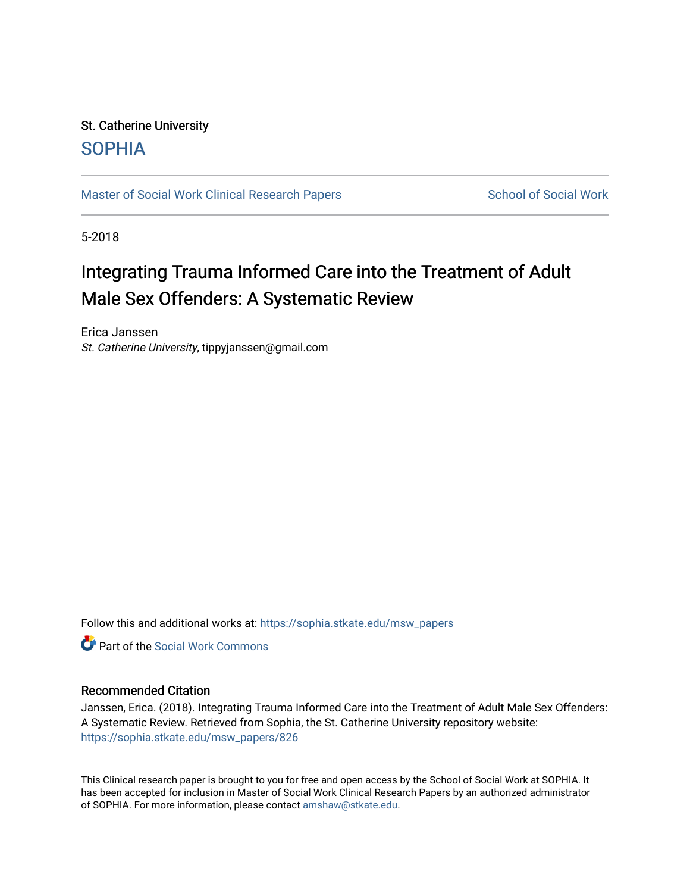St. Catherine University

SOPHIA

Master of Social Work Clinical Research Papers

School of Social Work

5-2018

# Integrating Trauma Informed Care into the Treatment of Adult Male Sex Offenders: A Systematic Review

Erica Janssen
*St. Catherine University*, tippyjanssen@gmail.com

Follow this and additional works at: https://sophia.stkate.edu/msw_papers

Part of the Social Work Commons

## Recommended Citation

Janssen, Erica. (2018). Integrating Trauma Informed Care into the Treatment of Adult Male Sex Offenders: A Systematic Review. Retrieved from Sophia, the St. Catherine University repository website: https://sophia.stkate.edu/msw_papers/826

This Clinical research paper is brought to you for free and open access by the School of Social Work at SOPHIA. It has been accepted for inclusion in Master of Social Work Clinical Research Papers by an authorized administrator of SOPHIA. For more information, please contact amshaw@stkate.edu.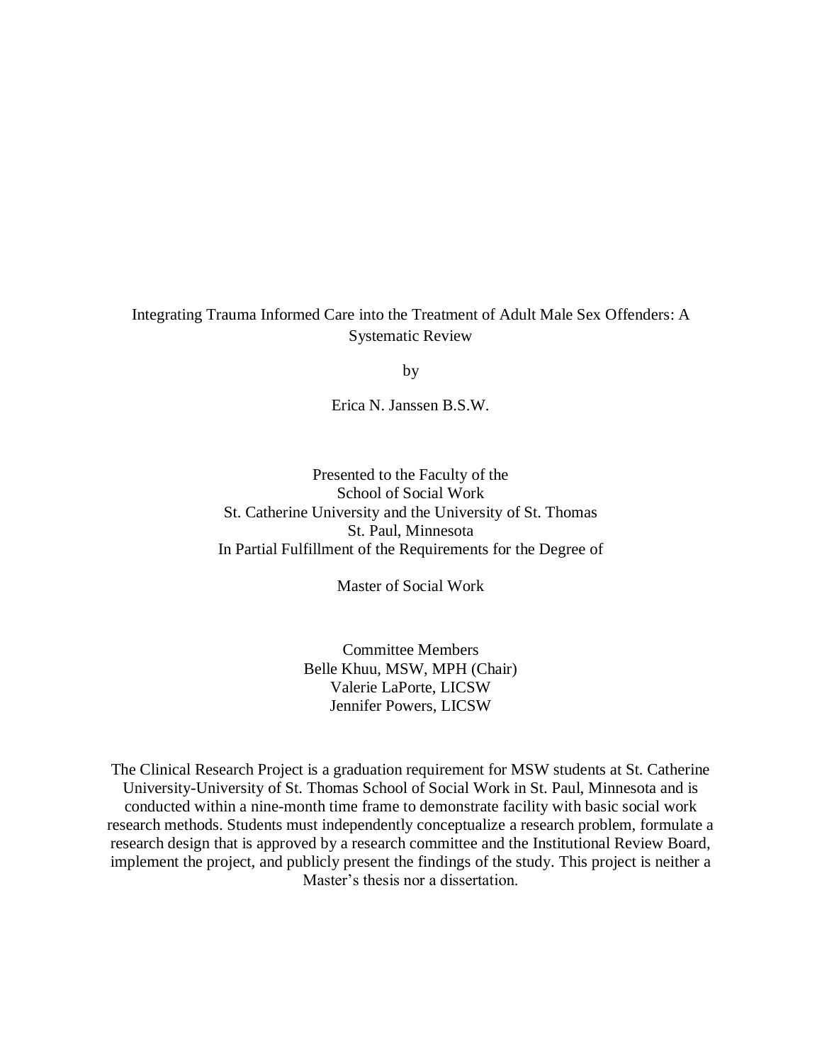# Integrating Trauma Informed Care into the Treatment of Adult Male Sex Offenders: A Systematic Review

by

Erica N. Janssen B.S.W.

Presented to the Faculty of the
School of Social Work
St. Catherine University and the University of St. Thomas
St. Paul, Minnesota
In Partial Fulfillment of the Requirements for the Degree of

Master of Social Work

Committee Members
Belle Khuu, MSW, MPH (Chair)
Valerie LaPorte, LICSW
Jennifer Powers, LICSW

The Clinical Research Project is a graduation requirement for MSW students at St. Catherine University-University of St. Thomas School of Social Work in St. Paul, Minnesota and is conducted within a nine-month time frame to demonstrate facility with basic social work research methods. Students must independently conceptualize a research problem, formulate a research design that is approved by a research committee and the Institutional Review Board, implement the project, and publicly present the findings of the study. This project is neither a Master's thesis nor a dissertation.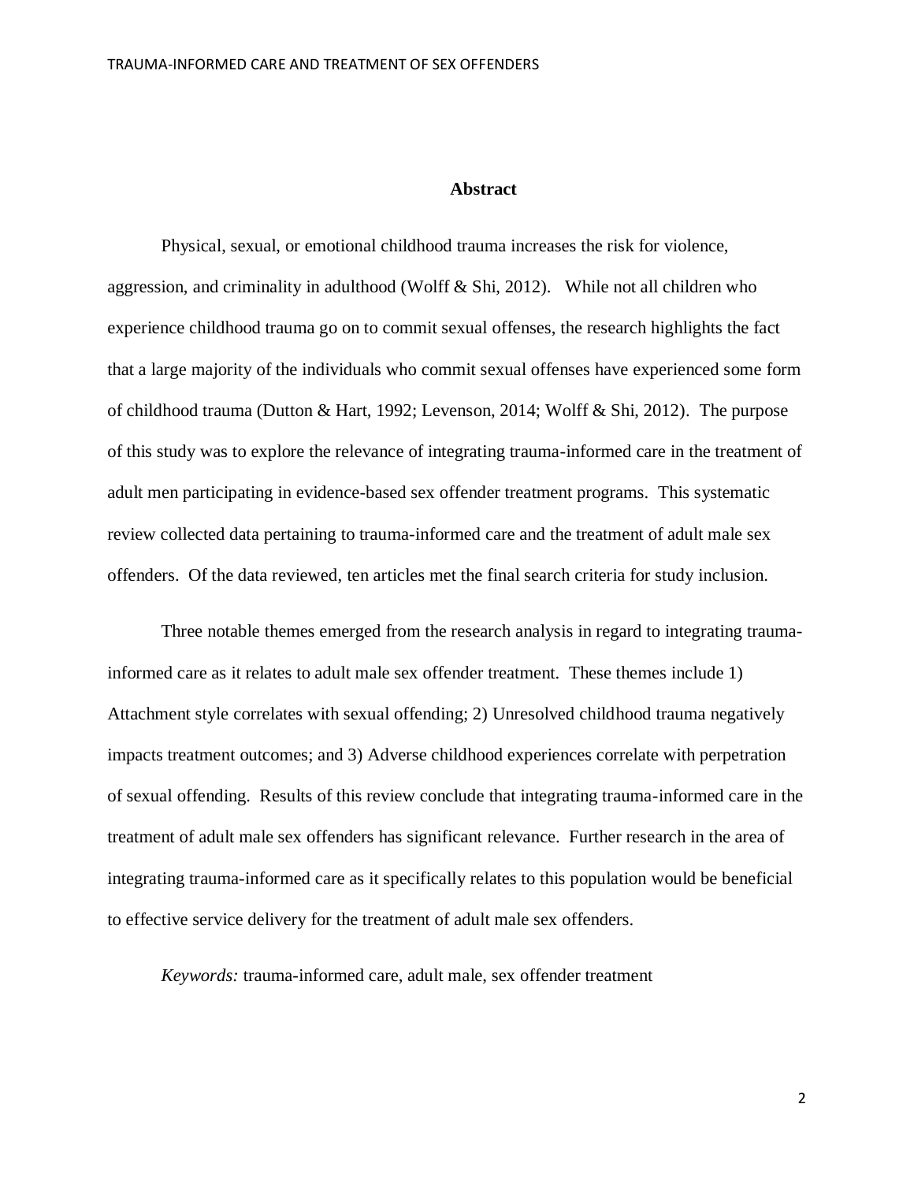## Abstract

Physical, sexual, or emotional childhood trauma increases the risk for violence, aggression, and criminality in adulthood (Wolff & Shi, 2012). While not all children who experience childhood trauma go on to commit sexual offenses, the research highlights the fact that a large majority of the individuals who commit sexual offenses have experienced some form of childhood trauma (Dutton & Hart, 1992; Levenson, 2014; Wolff & Shi, 2012). The purpose of this study was to explore the relevance of integrating trauma-informed care in the treatment of adult men participating in evidence-based sex offender treatment programs. This systematic review collected data pertaining to trauma-informed care and the treatment of adult male sex offenders. Of the data reviewed, ten articles met the final search criteria for study inclusion.

Three notable themes emerged from the research analysis in regard to integrating trauma-informed care as it relates to adult male sex offender treatment. These themes include 1) Attachment style correlates with sexual offending; 2) Unresolved childhood trauma negatively impacts treatment outcomes; and 3) Adverse childhood experiences correlate with perpetration of sexual offending. Results of this review conclude that integrating trauma-informed care in the treatment of adult male sex offenders has significant relevance. Further research in the area of integrating trauma-informed care as it specifically relates to this population would be beneficial to effective service delivery for the treatment of adult male sex offenders.

*Keywords:* trauma-informed care, adult male, sex offender treatment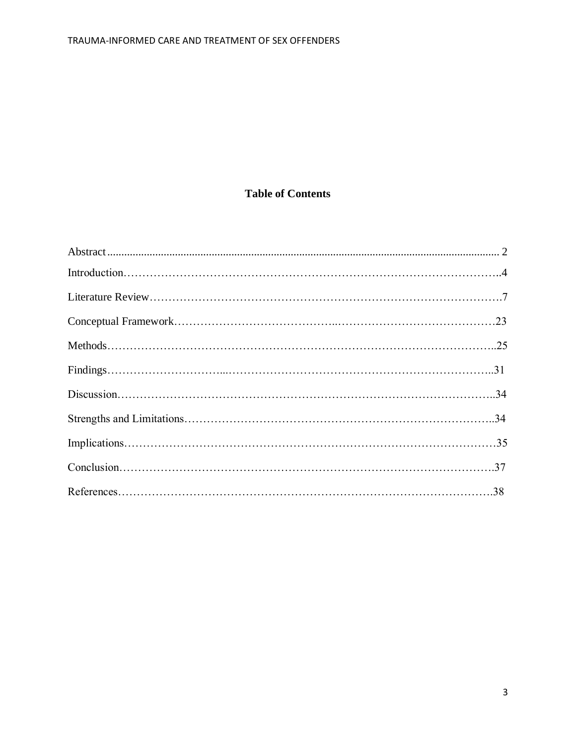# Table of Contents

Abstract ........................................................................................................................................ 2

Introduction……………………………………………………………………………………..4

Literature Review……………………………………………………………………………….7

Conceptual Framework…………………………………..……………………………………23

Methods………………………………………………………………………………………..25

Findings………………………...……………………………………………………………..31

Discussion……………………………………………………………………………………..34

Strengths and Limitations……………………………………………………………………..34

Implications……………………………………………………………………………………35

Conclusion……………………………………………………………………………………..37

References……………………………………………………………………………………….38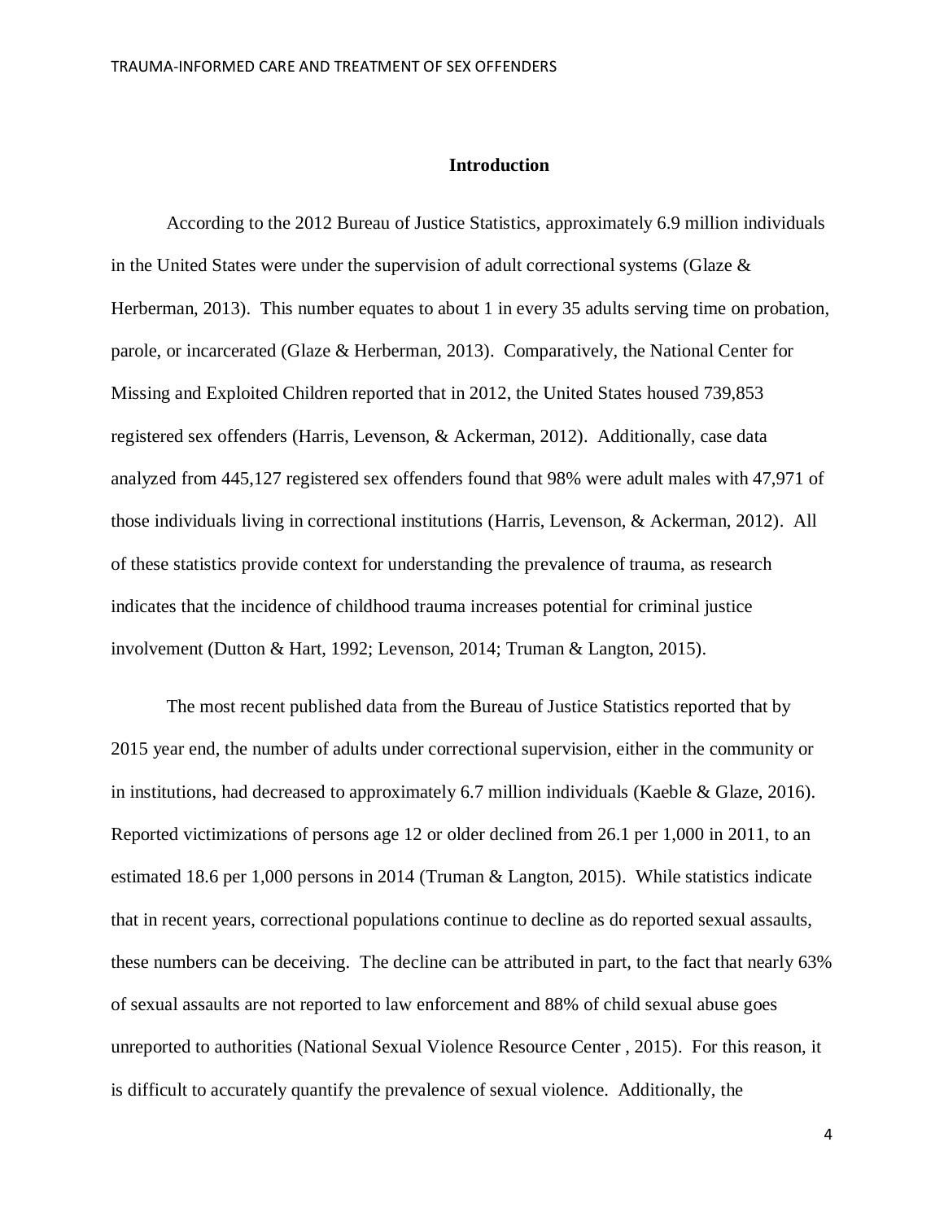## Introduction

According to the 2012 Bureau of Justice Statistics, approximately 6.9 million individuals in the United States were under the supervision of adult correctional systems (Glaze & Herberman, 2013). This number equates to about 1 in every 35 adults serving time on probation, parole, or incarcerated (Glaze & Herberman, 2013). Comparatively, the National Center for Missing and Exploited Children reported that in 2012, the United States housed 739,853 registered sex offenders (Harris, Levenson, & Ackerman, 2012). Additionally, case data analyzed from 445,127 registered sex offenders found that 98% were adult males with 47,971 of those individuals living in correctional institutions (Harris, Levenson, & Ackerman, 2012). All of these statistics provide context for understanding the prevalence of trauma, as research indicates that the incidence of childhood trauma increases potential for criminal justice involvement (Dutton & Hart, 1992; Levenson, 2014; Truman & Langton, 2015).

The most recent published data from the Bureau of Justice Statistics reported that by 2015 year end, the number of adults under correctional supervision, either in the community or in institutions, had decreased to approximately 6.7 million individuals (Kaeble & Glaze, 2016). Reported victimizations of persons age 12 or older declined from 26.1 per 1,000 in 2011, to an estimated 18.6 per 1,000 persons in 2014 (Truman & Langton, 2015). While statistics indicate that in recent years, correctional populations continue to decline as do reported sexual assaults, these numbers can be deceiving. The decline can be attributed in part, to the fact that nearly 63% of sexual assaults are not reported to law enforcement and 88% of child sexual abuse goes unreported to authorities (National Sexual Violence Resource Center , 2015). For this reason, it is difficult to accurately quantify the prevalence of sexual violence. Additionally, the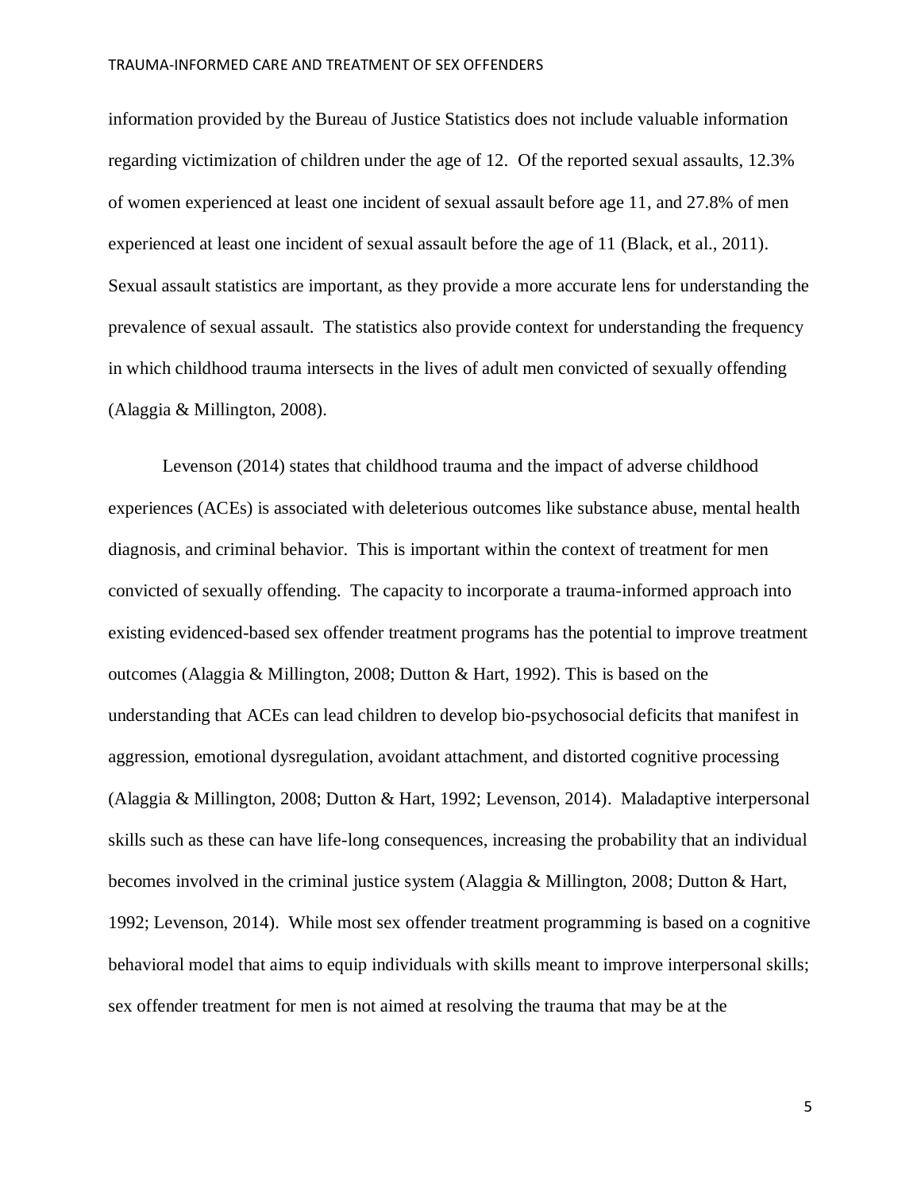information provided by the Bureau of Justice Statistics does not include valuable information regarding victimization of children under the age of 12. Of the reported sexual assaults, 12.3% of women experienced at least one incident of sexual assault before age 11, and 27.8% of men experienced at least one incident of sexual assault before the age of 11 (Black, et al., 2011). Sexual assault statistics are important, as they provide a more accurate lens for understanding the prevalence of sexual assault. The statistics also provide context for understanding the frequency in which childhood trauma intersects in the lives of adult men convicted of sexually offending (Alaggia & Millington, 2008).

Levenson (2014) states that childhood trauma and the impact of adverse childhood experiences (ACEs) is associated with deleterious outcomes like substance abuse, mental health diagnosis, and criminal behavior. This is important within the context of treatment for men convicted of sexually offending. The capacity to incorporate a trauma-informed approach into existing evidenced-based sex offender treatment programs has the potential to improve treatment outcomes (Alaggia & Millington, 2008; Dutton & Hart, 1992). This is based on the understanding that ACEs can lead children to develop bio-psychosocial deficits that manifest in aggression, emotional dysregulation, avoidant attachment, and distorted cognitive processing (Alaggia & Millington, 2008; Dutton & Hart, 1992; Levenson, 2014). Maladaptive interpersonal skills such as these can have life-long consequences, increasing the probability that an individual becomes involved in the criminal justice system (Alaggia & Millington, 2008; Dutton & Hart, 1992; Levenson, 2014). While most sex offender treatment programming is based on a cognitive behavioral model that aims to equip individuals with skills meant to improve interpersonal skills; sex offender treatment for men is not aimed at resolving the trauma that may be at the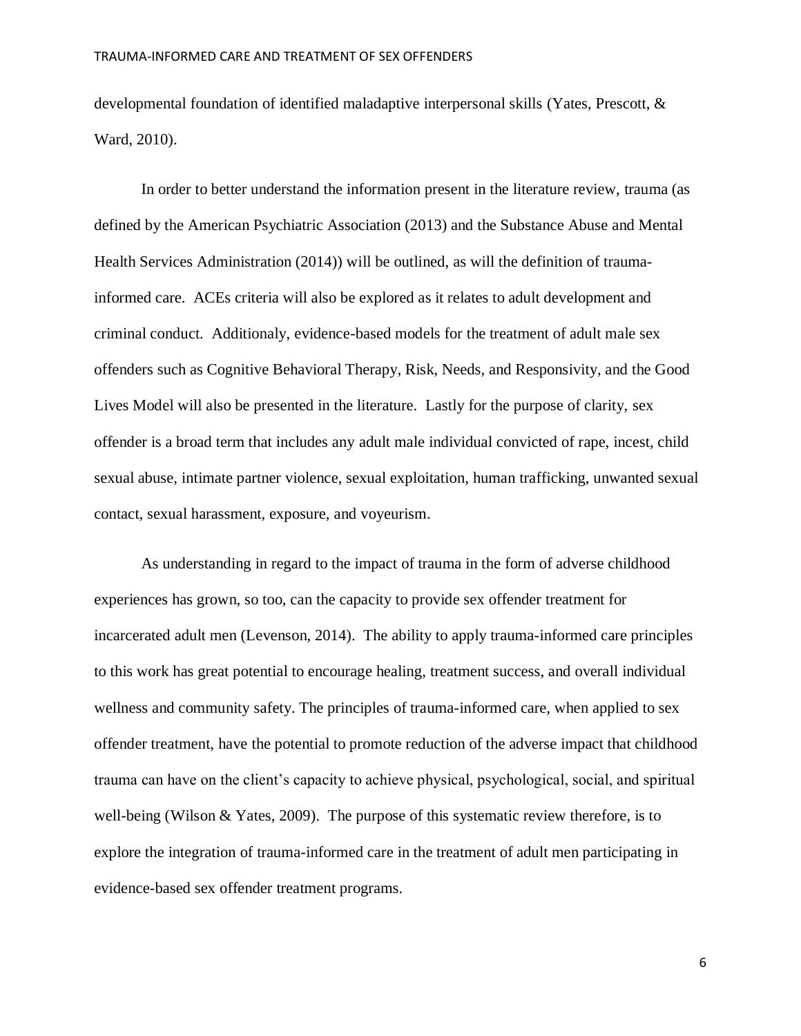developmental foundation of identified maladaptive interpersonal skills (Yates, Prescott, & Ward, 2010).

In order to better understand the information present in the literature review, trauma (as defined by the American Psychiatric Association (2013) and the Substance Abuse and Mental Health Services Administration (2014)) will be outlined, as will the definition of trauma-informed care. ACEs criteria will also be explored as it relates to adult development and criminal conduct. Additionaly, evidence-based models for the treatment of adult male sex offenders such as Cognitive Behavioral Therapy, Risk, Needs, and Responsivity, and the Good Lives Model will also be presented in the literature. Lastly for the purpose of clarity, sex offender is a broad term that includes any adult male individual convicted of rape, incest, child sexual abuse, intimate partner violence, sexual exploitation, human trafficking, unwanted sexual contact, sexual harassment, exposure, and voyeurism.

As understanding in regard to the impact of trauma in the form of adverse childhood experiences has grown, so too, can the capacity to provide sex offender treatment for incarcerated adult men (Levenson, 2014). The ability to apply trauma-informed care principles to this work has great potential to encourage healing, treatment success, and overall individual wellness and community safety. The principles of trauma-informed care, when applied to sex offender treatment, have the potential to promote reduction of the adverse impact that childhood trauma can have on the client's capacity to achieve physical, psychological, social, and spiritual well-being (Wilson & Yates, 2009). The purpose of this systematic review therefore, is to explore the integration of trauma-informed care in the treatment of adult men participating in evidence-based sex offender treatment programs.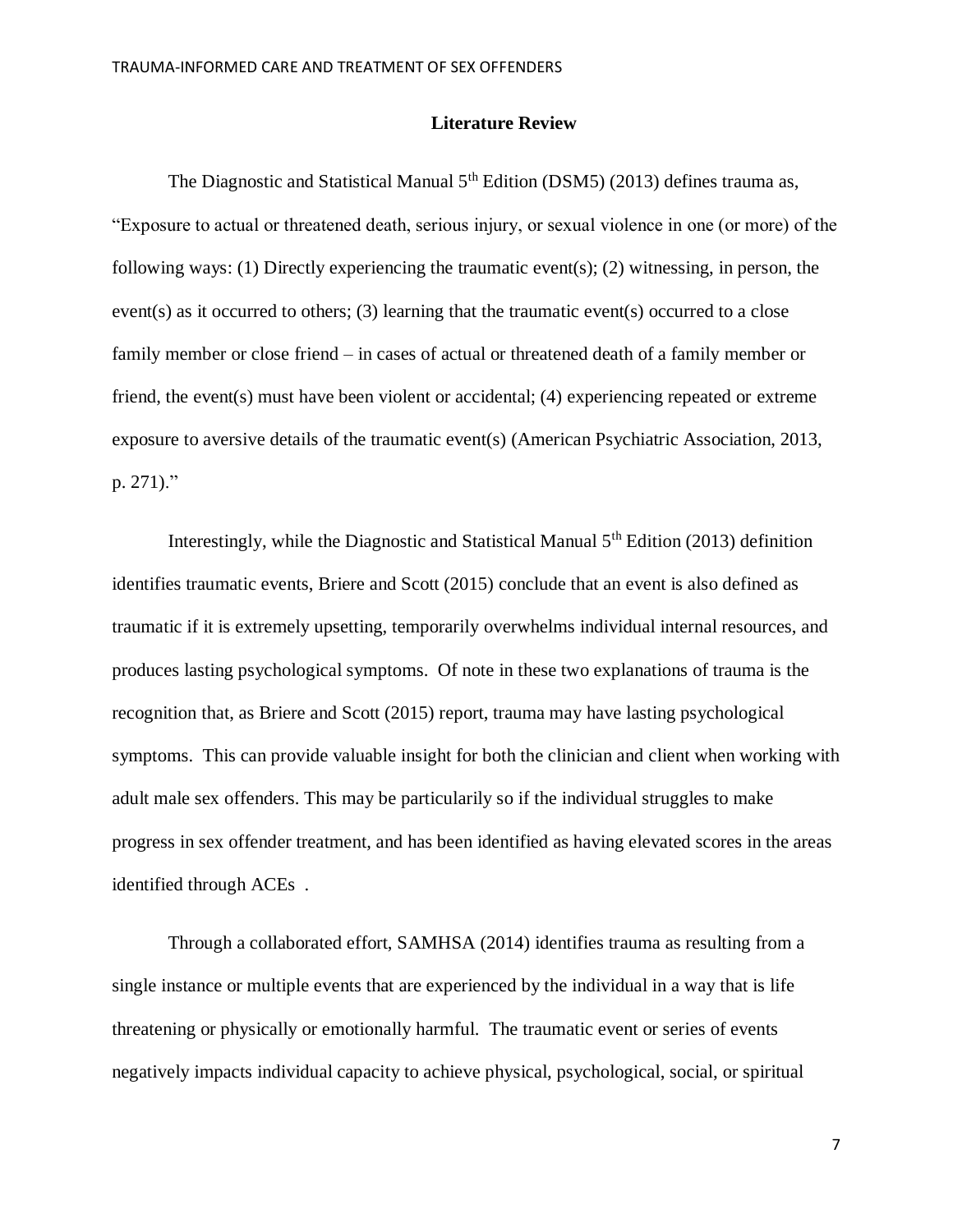## Literature Review

The Diagnostic and Statistical Manual 5th Edition (DSM5) (2013) defines trauma as, "Exposure to actual or threatened death, serious injury, or sexual violence in one (or more) of the following ways: (1) Directly experiencing the traumatic event(s); (2) witnessing, in person, the event(s) as it occurred to others; (3) learning that the traumatic event(s) occurred to a close family member or close friend – in cases of actual or threatened death of a family member or friend, the event(s) must have been violent or accidental; (4) experiencing repeated or extreme exposure to aversive details of the traumatic event(s) (American Psychiatric Association, 2013, p. 271)."

Interestingly, while the Diagnostic and Statistical Manual 5th Edition (2013) definition identifies traumatic events, Briere and Scott (2015) conclude that an event is also defined as traumatic if it is extremely upsetting, temporarily overwhelms individual internal resources, and produces lasting psychological symptoms. Of note in these two explanations of trauma is the recognition that, as Briere and Scott (2015) report, trauma may have lasting psychological symptoms. This can provide valuable insight for both the clinician and client when working with adult male sex offenders. This may be particularily so if the individual struggles to make progress in sex offender treatment, and has been identified as having elevated scores in the areas identified through ACEs .

Through a collaborated effort, SAMHSA (2014) identifies trauma as resulting from a single instance or multiple events that are experienced by the individual in a way that is life threatening or physically or emotionally harmful. The traumatic event or series of events negatively impacts individual capacity to achieve physical, psychological, social, or spiritual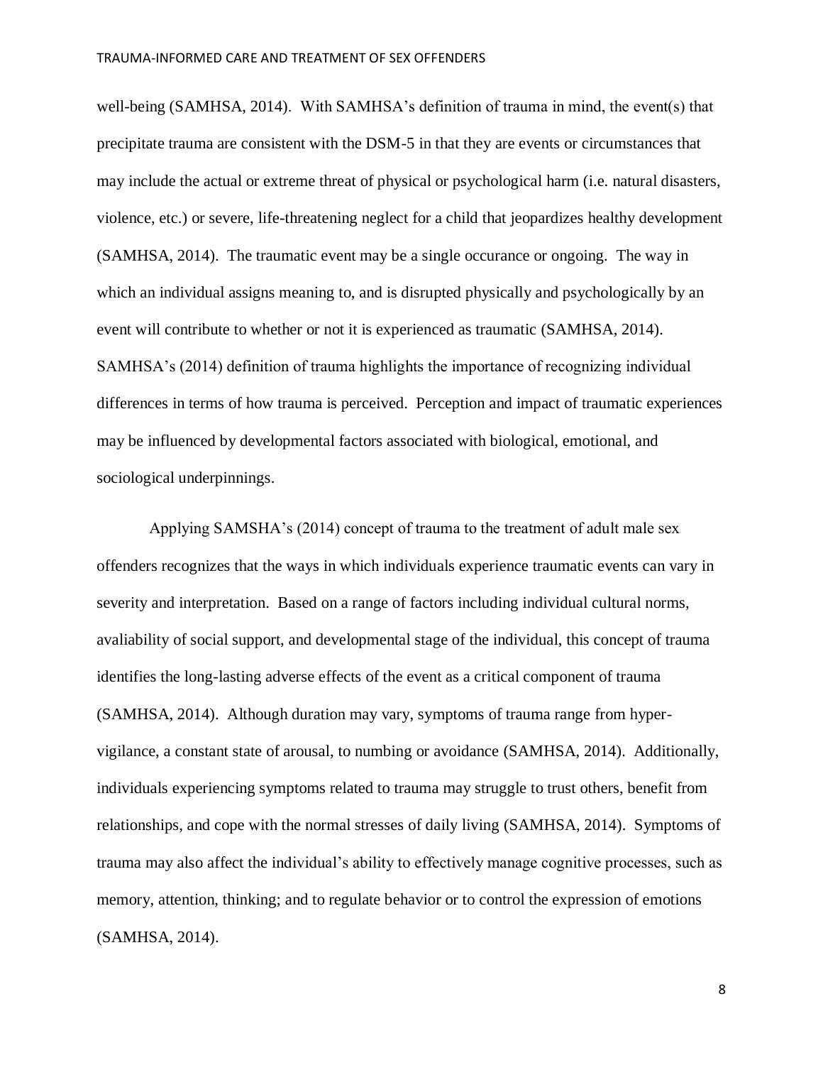well-being (SAMHSA, 2014). With SAMHSA's definition of trauma in mind, the event(s) that precipitate trauma are consistent with the DSM-5 in that they are events or circumstances that may include the actual or extreme threat of physical or psychological harm (i.e. natural disasters, violence, etc.) or severe, life-threatening neglect for a child that jeopardizes healthy development (SAMHSA, 2014). The traumatic event may be a single occurance or ongoing. The way in which an individual assigns meaning to, and is disrupted physically and psychologically by an event will contribute to whether or not it is experienced as traumatic (SAMHSA, 2014). SAMHSA's (2014) definition of trauma highlights the importance of recognizing individual differences in terms of how trauma is perceived. Perception and impact of traumatic experiences may be influenced by developmental factors associated with biological, emotional, and sociological underpinnings.

Applying SAMSHA's (2014) concept of trauma to the treatment of adult male sex offenders recognizes that the ways in which individuals experience traumatic events can vary in severity and interpretation. Based on a range of factors including individual cultural norms, avaliability of social support, and developmental stage of the individual, this concept of trauma identifies the long-lasting adverse effects of the event as a critical component of trauma (SAMHSA, 2014). Although duration may vary, symptoms of trauma range from hyper-vigilance, a constant state of arousal, to numbing or avoidance (SAMHSA, 2014). Additionally, individuals experiencing symptoms related to trauma may struggle to trust others, benefit from relationships, and cope with the normal stresses of daily living (SAMHSA, 2014). Symptoms of trauma may also affect the individual's ability to effectively manage cognitive processes, such as memory, attention, thinking; and to regulate behavior or to control the expression of emotions (SAMHSA, 2014).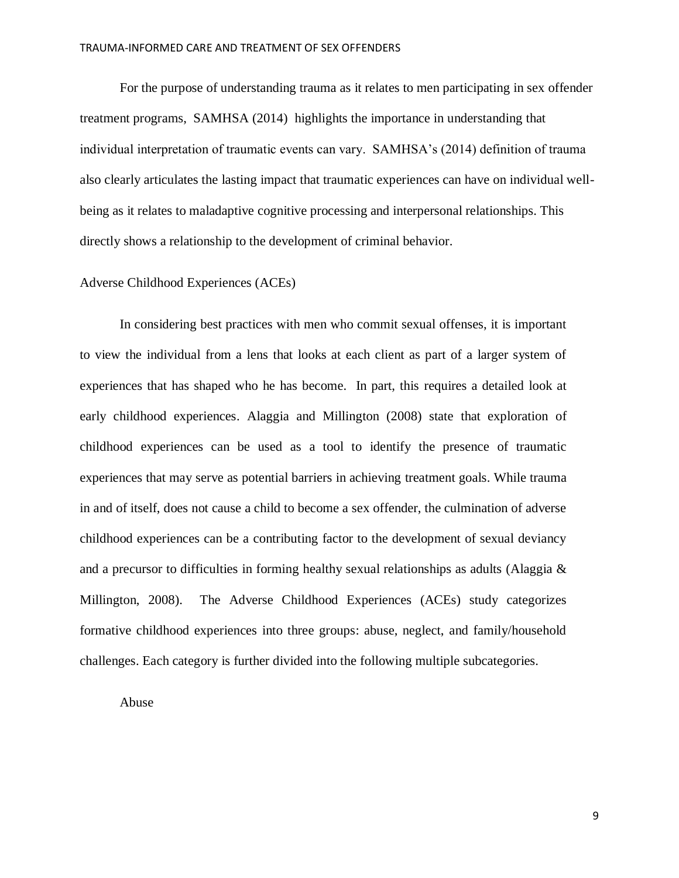For the purpose of understanding trauma as it relates to men participating in sex offender treatment programs, SAMHSA (2014) highlights the importance in understanding that individual interpretation of traumatic events can vary. SAMHSA's (2014) definition of trauma also clearly articulates the lasting impact that traumatic experiences can have on individual well-being as it relates to maladaptive cognitive processing and interpersonal relationships. This directly shows a relationship to the development of criminal behavior.

## Adverse Childhood Experiences (ACEs)

In considering best practices with men who commit sexual offenses, it is important to view the individual from a lens that looks at each client as part of a larger system of experiences that has shaped who he has become. In part, this requires a detailed look at early childhood experiences. Alaggia and Millington (2008) state that exploration of childhood experiences can be used as a tool to identify the presence of traumatic experiences that may serve as potential barriers in achieving treatment goals. While trauma in and of itself, does not cause a child to become a sex offender, the culmination of adverse childhood experiences can be a contributing factor to the development of sexual deviancy and a precursor to difficulties in forming healthy sexual relationships as adults (Alaggia & Millington, 2008). The Adverse Childhood Experiences (ACEs) study categorizes formative childhood experiences into three groups: abuse, neglect, and family/household challenges. Each category is further divided into the following multiple subcategories.

### Abuse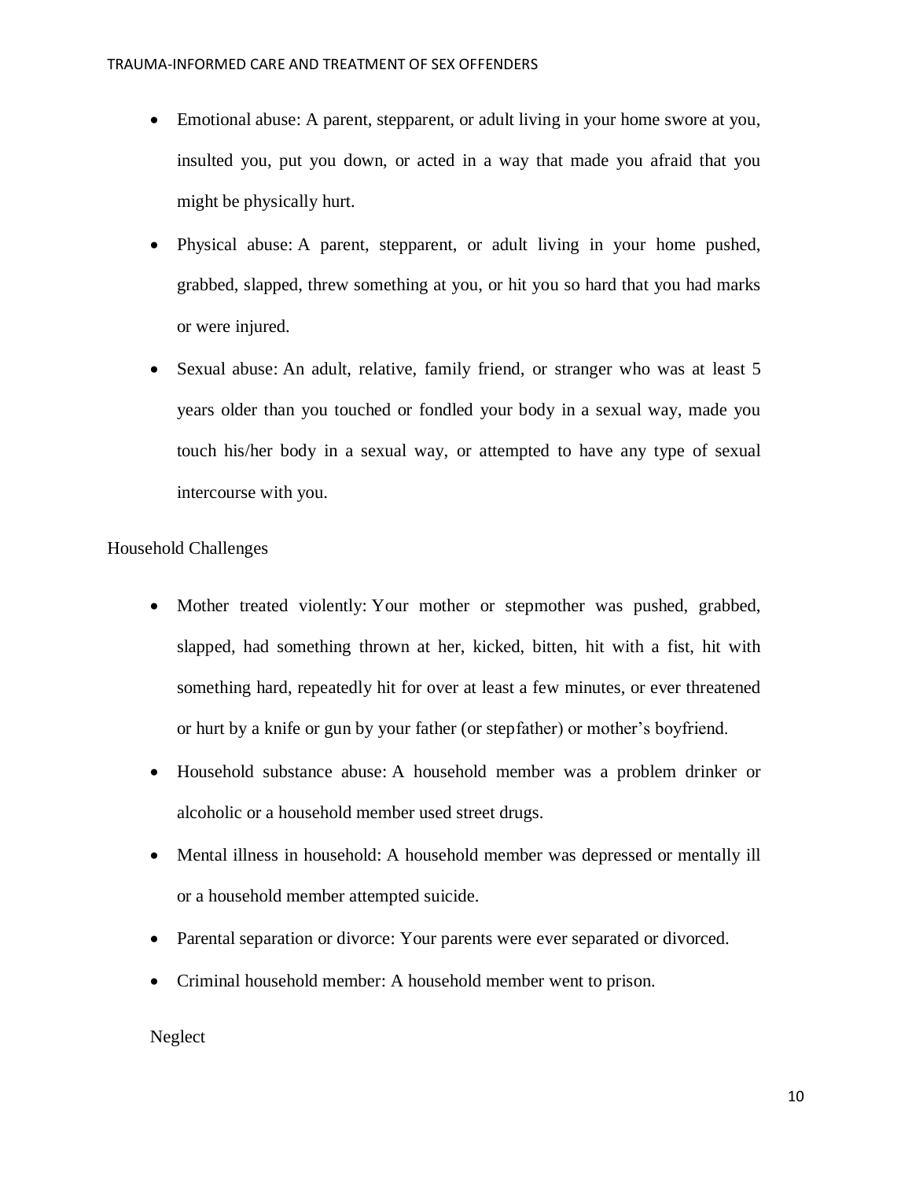- Emotional abuse: A parent, stepparent, or adult living in your home swore at you, insulted you, put you down, or acted in a way that made you afraid that you might be physically hurt.
- Physical abuse: A parent, stepparent, or adult living in your home pushed, grabbed, slapped, threw something at you, or hit you so hard that you had marks or were injured.
- Sexual abuse: An adult, relative, family friend, or stranger who was at least 5 years older than you touched or fondled your body in a sexual way, made you touch his/her body in a sexual way, or attempted to have any type of sexual intercourse with you.

Household Challenges

- Mother treated violently: Your mother or stepmother was pushed, grabbed, slapped, had something thrown at her, kicked, bitten, hit with a fist, hit with something hard, repeatedly hit for over at least a few minutes, or ever threatened or hurt by a knife or gun by your father (or stepfather) or mother's boyfriend.
- Household substance abuse: A household member was a problem drinker or alcoholic or a household member used street drugs.
- Mental illness in household: A household member was depressed or mentally ill or a household member attempted suicide.
- Parental separation or divorce: Your parents were ever separated or divorced.
- Criminal household member: A household member went to prison.

Neglect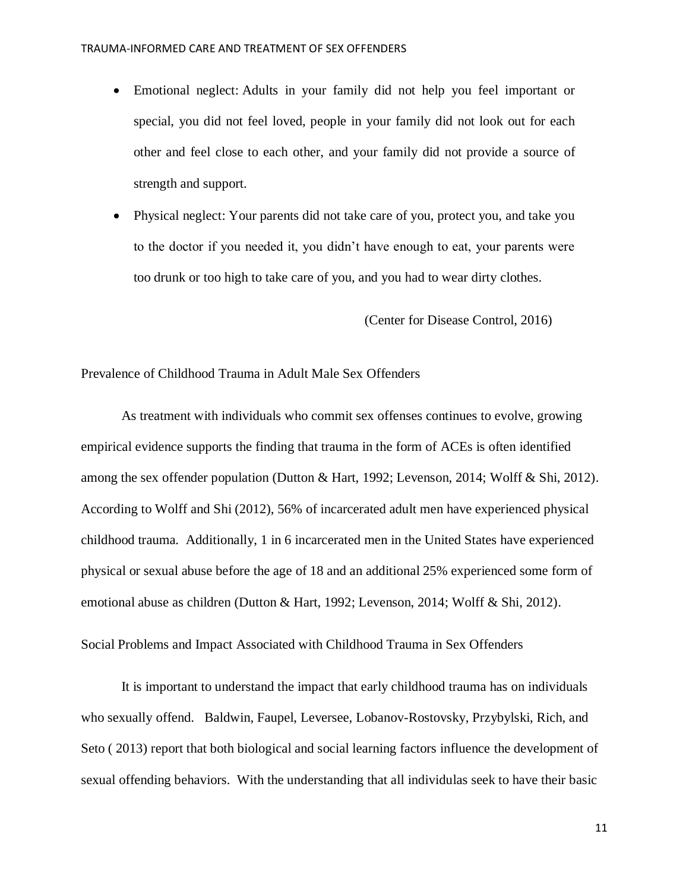- Emotional neglect: Adults in your family did not help you feel important or special, you did not feel loved, people in your family did not look out for each other and feel close to each other, and your family did not provide a source of strength and support.
- Physical neglect: Your parents did not take care of you, protect you, and take you to the doctor if you needed it, you didn't have enough to eat, your parents were too drunk or too high to take care of you, and you had to wear dirty clothes.

(Center for Disease Control, 2016)

## Prevalence of Childhood Trauma in Adult Male Sex Offenders

As treatment with individuals who commit sex offenses continues to evolve, growing empirical evidence supports the finding that trauma in the form of ACEs is often identified among the sex offender population (Dutton & Hart, 1992; Levenson, 2014; Wolff & Shi, 2012). According to Wolff and Shi (2012), 56% of incarcerated adult men have experienced physical childhood trauma. Additionally, 1 in 6 incarcerated men in the United States have experienced physical or sexual abuse before the age of 18 and an additional 25% experienced some form of emotional abuse as children (Dutton & Hart, 1992; Levenson, 2014; Wolff & Shi, 2012).

## Social Problems and Impact Associated with Childhood Trauma in Sex Offenders

It is important to understand the impact that early childhood trauma has on individuals who sexually offend. Baldwin, Faupel, Leversee, Lobanov-Rostovsky, Przybylski, Rich, and Seto ( 2013) report that both biological and social learning factors influence the development of sexual offending behaviors. With the understanding that all individulas seek to have their basic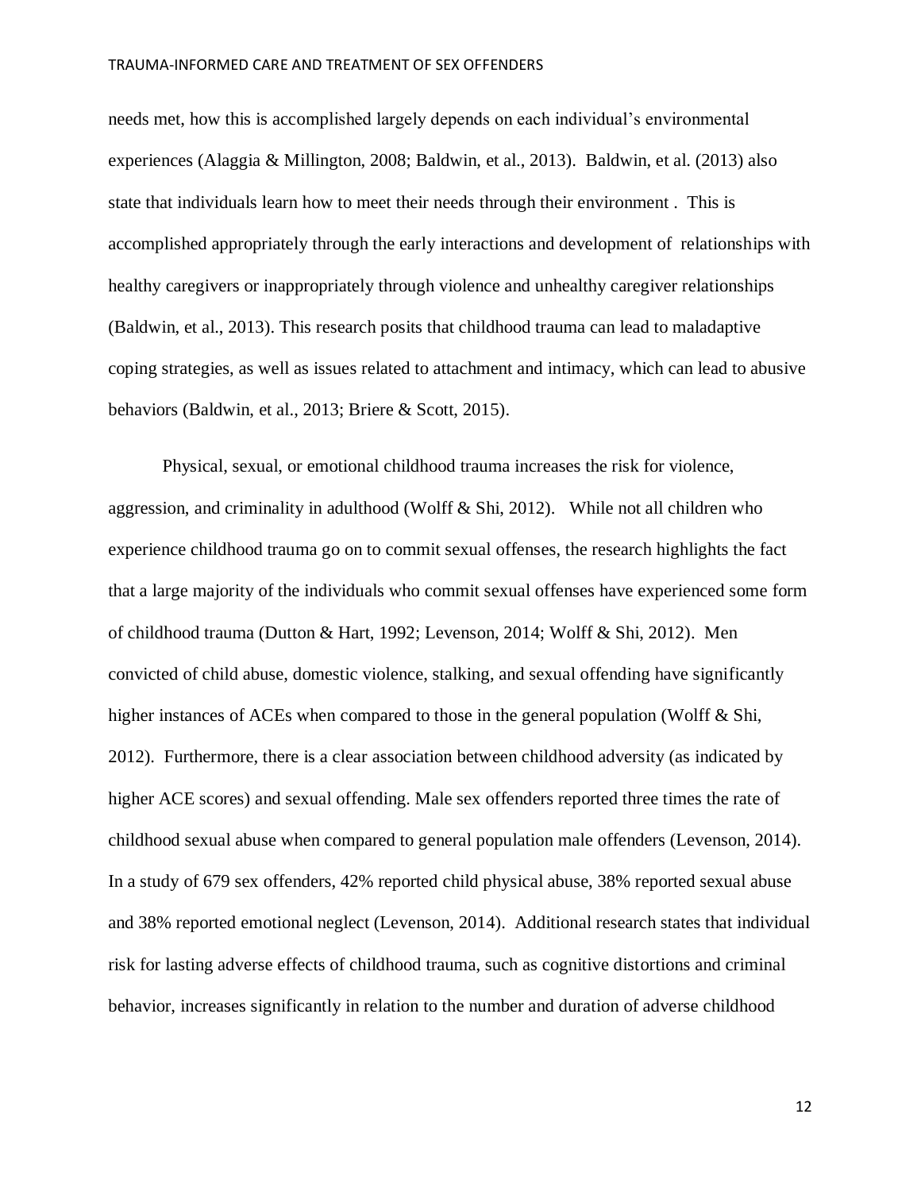needs met, how this is accomplished largely depends on each individual's environmental experiences (Alaggia & Millington, 2008; Baldwin, et al., 2013). Baldwin, et al. (2013) also state that individuals learn how to meet their needs through their environment . This is accomplished appropriately through the early interactions and development of relationships with healthy caregivers or inappropriately through violence and unhealthy caregiver relationships (Baldwin, et al., 2013). This research posits that childhood trauma can lead to maladaptive coping strategies, as well as issues related to attachment and intimacy, which can lead to abusive behaviors (Baldwin, et al., 2013; Briere & Scott, 2015).

Physical, sexual, or emotional childhood trauma increases the risk for violence, aggression, and criminality in adulthood (Wolff & Shi, 2012). While not all children who experience childhood trauma go on to commit sexual offenses, the research highlights the fact that a large majority of the individuals who commit sexual offenses have experienced some form of childhood trauma (Dutton & Hart, 1992; Levenson, 2014; Wolff & Shi, 2012). Men convicted of child abuse, domestic violence, stalking, and sexual offending have significantly higher instances of ACEs when compared to those in the general population (Wolff & Shi, 2012). Furthermore, there is a clear association between childhood adversity (as indicated by higher ACE scores) and sexual offending. Male sex offenders reported three times the rate of childhood sexual abuse when compared to general population male offenders (Levenson, 2014). In a study of 679 sex offenders, 42% reported child physical abuse, 38% reported sexual abuse and 38% reported emotional neglect (Levenson, 2014). Additional research states that individual risk for lasting adverse effects of childhood trauma, such as cognitive distortions and criminal behavior, increases significantly in relation to the number and duration of adverse childhood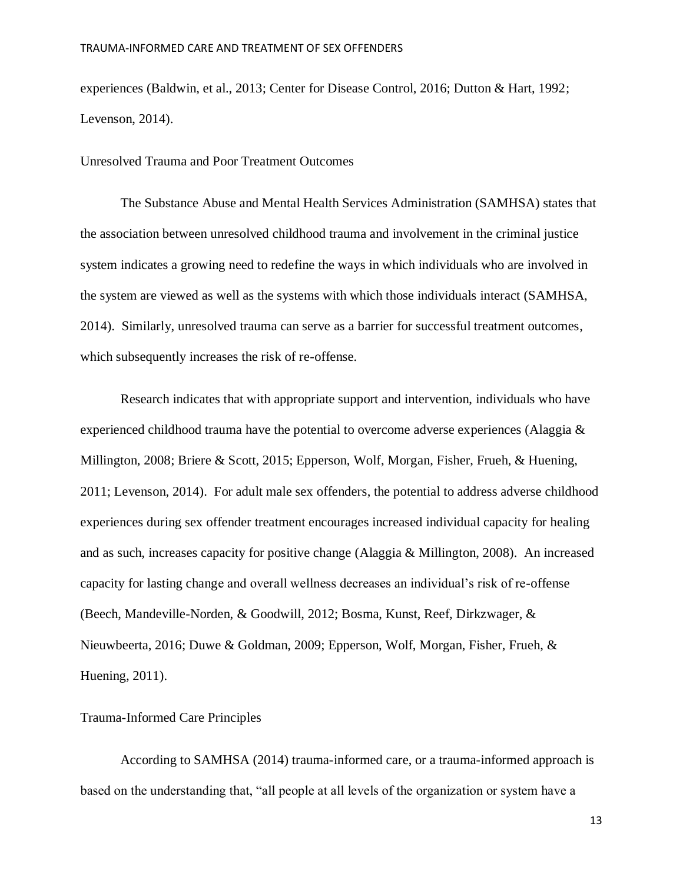experiences (Baldwin, et al., 2013; Center for Disease Control, 2016; Dutton & Hart, 1992; Levenson, 2014).

## Unresolved Trauma and Poor Treatment Outcomes

The Substance Abuse and Mental Health Services Administration (SAMHSA) states that the association between unresolved childhood trauma and involvement in the criminal justice system indicates a growing need to redefine the ways in which individuals who are involved in the system are viewed as well as the systems with which those individuals interact (SAMHSA, 2014). Similarly, unresolved trauma can serve as a barrier for successful treatment outcomes, which subsequently increases the risk of re-offense.

Research indicates that with appropriate support and intervention, individuals who have experienced childhood trauma have the potential to overcome adverse experiences (Alaggia & Millington, 2008; Briere & Scott, 2015; Epperson, Wolf, Morgan, Fisher, Frueh, & Huening, 2011; Levenson, 2014). For adult male sex offenders, the potential to address adverse childhood experiences during sex offender treatment encourages increased individual capacity for healing and as such, increases capacity for positive change (Alaggia & Millington, 2008). An increased capacity for lasting change and overall wellness decreases an individual's risk of re-offense (Beech, Mandeville-Norden, & Goodwill, 2012; Bosma, Kunst, Reef, Dirkzwager, & Nieuwbeerta, 2016; Duwe & Goldman, 2009; Epperson, Wolf, Morgan, Fisher, Frueh, & Huening, 2011).

## Trauma-Informed Care Principles

According to SAMHSA (2014) trauma-informed care, or a trauma-informed approach is based on the understanding that, "all people at all levels of the organization or system have a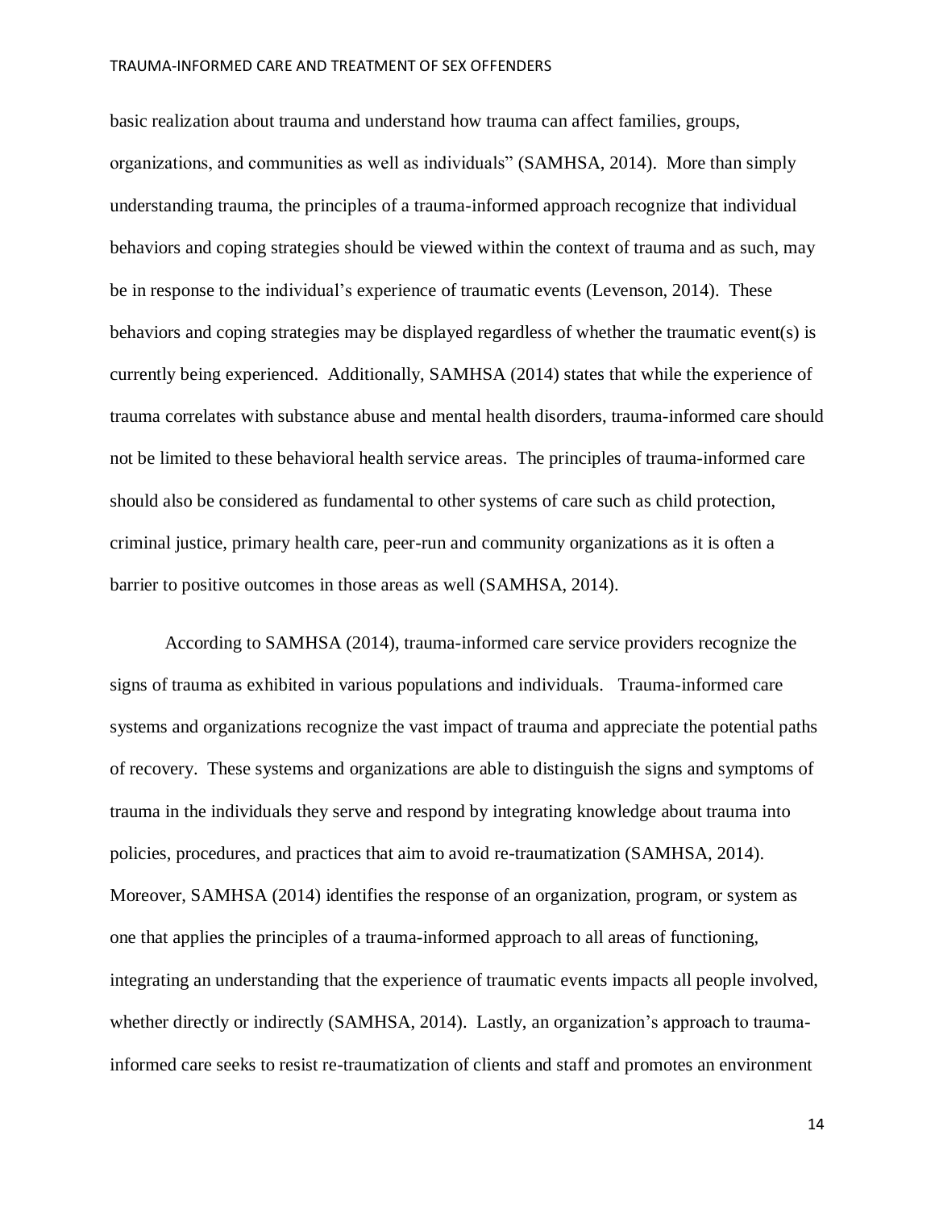basic realization about trauma and understand how trauma can affect families, groups, organizations, and communities as well as individuals" (SAMHSA, 2014). More than simply understanding trauma, the principles of a trauma-informed approach recognize that individual behaviors and coping strategies should be viewed within the context of trauma and as such, may be in response to the individual's experience of traumatic events (Levenson, 2014). These behaviors and coping strategies may be displayed regardless of whether the traumatic event(s) is currently being experienced. Additionally, SAMHSA (2014) states that while the experience of trauma correlates with substance abuse and mental health disorders, trauma-informed care should not be limited to these behavioral health service areas. The principles of trauma-informed care should also be considered as fundamental to other systems of care such as child protection, criminal justice, primary health care, peer-run and community organizations as it is often a barrier to positive outcomes in those areas as well (SAMHSA, 2014).

According to SAMHSA (2014), trauma-informed care service providers recognize the signs of trauma as exhibited in various populations and individuals. Trauma-informed care systems and organizations recognize the vast impact of trauma and appreciate the potential paths of recovery. These systems and organizations are able to distinguish the signs and symptoms of trauma in the individuals they serve and respond by integrating knowledge about trauma into policies, procedures, and practices that aim to avoid re-traumatization (SAMHSA, 2014). Moreover, SAMHSA (2014) identifies the response of an organization, program, or system as one that applies the principles of a trauma-informed approach to all areas of functioning, integrating an understanding that the experience of traumatic events impacts all people involved, whether directly or indirectly (SAMHSA, 2014). Lastly, an organization's approach to trauma-informed care seeks to resist re-traumatization of clients and staff and promotes an environment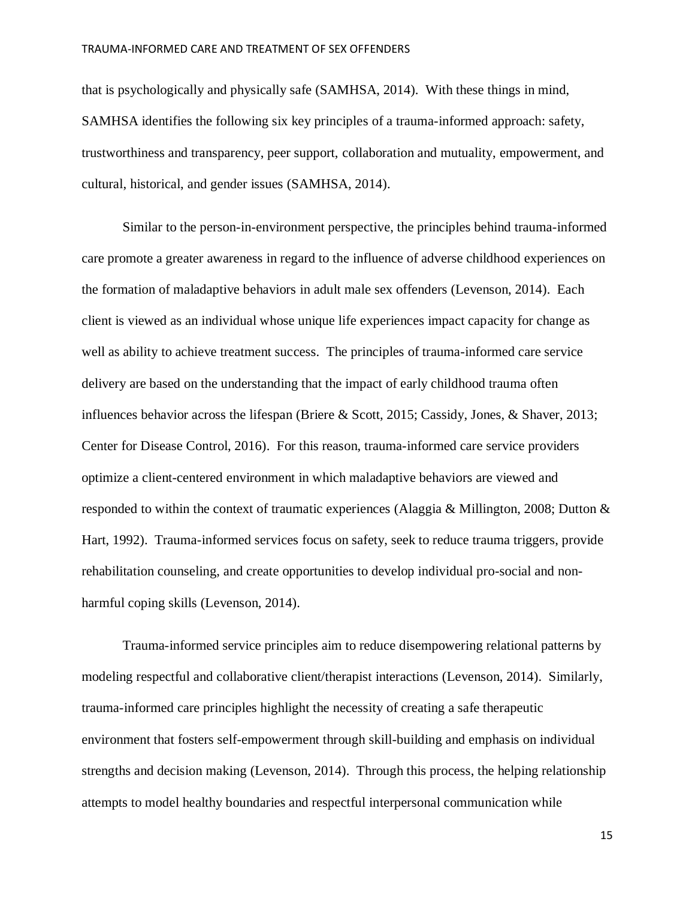that is psychologically and physically safe (SAMHSA, 2014). With these things in mind, SAMHSA identifies the following six key principles of a trauma-informed approach: safety, trustworthiness and transparency, peer support, collaboration and mutuality, empowerment, and cultural, historical, and gender issues (SAMHSA, 2014).

Similar to the person-in-environment perspective, the principles behind trauma-informed care promote a greater awareness in regard to the influence of adverse childhood experiences on the formation of maladaptive behaviors in adult male sex offenders (Levenson, 2014). Each client is viewed as an individual whose unique life experiences impact capacity for change as well as ability to achieve treatment success. The principles of trauma-informed care service delivery are based on the understanding that the impact of early childhood trauma often influences behavior across the lifespan (Briere & Scott, 2015; Cassidy, Jones, & Shaver, 2013; Center for Disease Control, 2016). For this reason, trauma-informed care service providers optimize a client-centered environment in which maladaptive behaviors are viewed and responded to within the context of traumatic experiences (Alaggia & Millington, 2008; Dutton & Hart, 1992). Trauma-informed services focus on safety, seek to reduce trauma triggers, provide rehabilitation counseling, and create opportunities to develop individual pro-social and non-harmful coping skills (Levenson, 2014).

Trauma-informed service principles aim to reduce disempowering relational patterns by modeling respectful and collaborative client/therapist interactions (Levenson, 2014). Similarly, trauma-informed care principles highlight the necessity of creating a safe therapeutic environment that fosters self-empowerment through skill-building and emphasis on individual strengths and decision making (Levenson, 2014). Through this process, the helping relationship attempts to model healthy boundaries and respectful interpersonal communication while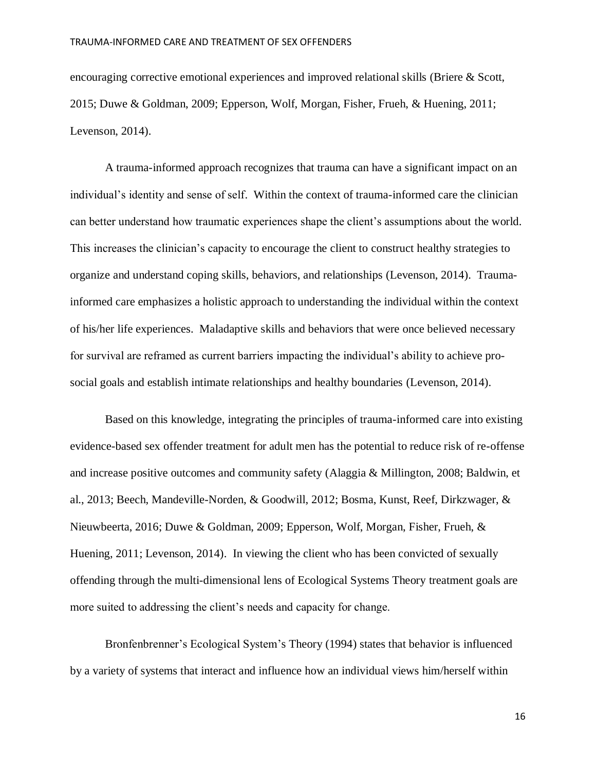encouraging corrective emotional experiences and improved relational skills (Briere & Scott, 2015; Duwe & Goldman, 2009; Epperson, Wolf, Morgan, Fisher, Frueh, & Huening, 2011; Levenson, 2014).

A trauma-informed approach recognizes that trauma can have a significant impact on an individual's identity and sense of self. Within the context of trauma-informed care the clinician can better understand how traumatic experiences shape the client's assumptions about the world. This increases the clinician's capacity to encourage the client to construct healthy strategies to organize and understand coping skills, behaviors, and relationships (Levenson, 2014). Trauma-informed care emphasizes a holistic approach to understanding the individual within the context of his/her life experiences. Maladaptive skills and behaviors that were once believed necessary for survival are reframed as current barriers impacting the individual's ability to achieve pro-social goals and establish intimate relationships and healthy boundaries (Levenson, 2014).

Based on this knowledge, integrating the principles of trauma-informed care into existing evidence-based sex offender treatment for adult men has the potential to reduce risk of re-offense and increase positive outcomes and community safety (Alaggia & Millington, 2008; Baldwin, et al., 2013; Beech, Mandeville-Norden, & Goodwill, 2012; Bosma, Kunst, Reef, Dirkzwager, & Nieuwbeerta, 2016; Duwe & Goldman, 2009; Epperson, Wolf, Morgan, Fisher, Frueh, & Huening, 2011; Levenson, 2014). In viewing the client who has been convicted of sexually offending through the multi-dimensional lens of Ecological Systems Theory treatment goals are more suited to addressing the client's needs and capacity for change.

Bronfenbrenner's Ecological System's Theory (1994) states that behavior is influenced by a variety of systems that interact and influence how an individual views him/herself within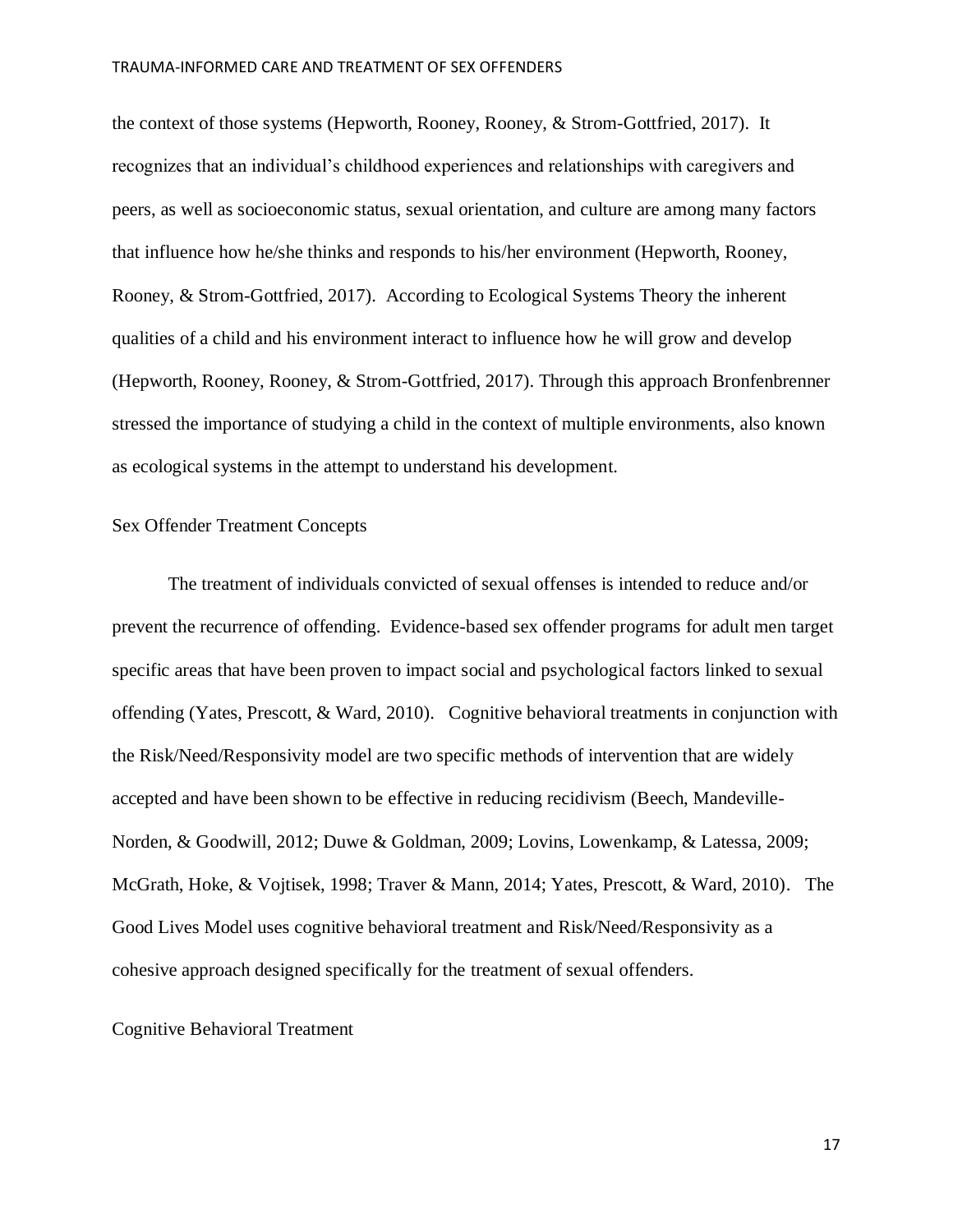the context of those systems (Hepworth, Rooney, Rooney, & Strom-Gottfried, 2017). It recognizes that an individual's childhood experiences and relationships with caregivers and peers, as well as socioeconomic status, sexual orientation, and culture are among many factors that influence how he/she thinks and responds to his/her environment (Hepworth, Rooney, Rooney, & Strom-Gottfried, 2017). According to Ecological Systems Theory the inherent qualities of a child and his environment interact to influence how he will grow and develop (Hepworth, Rooney, Rooney, & Strom-Gottfried, 2017). Through this approach Bronfenbrenner stressed the importance of studying a child in the context of multiple environments, also known as ecological systems in the attempt to understand his development.

## Sex Offender Treatment Concepts

The treatment of individuals convicted of sexual offenses is intended to reduce and/or prevent the recurrence of offending. Evidence-based sex offender programs for adult men target specific areas that have been proven to impact social and psychological factors linked to sexual offending (Yates, Prescott, & Ward, 2010). Cognitive behavioral treatments in conjunction with the Risk/Need/Responsivity model are two specific methods of intervention that are widely accepted and have been shown to be effective in reducing recidivism (Beech, Mandeville-Norden, & Goodwill, 2012; Duwe & Goldman, 2009; Lovins, Lowenkamp, & Latessa, 2009; McGrath, Hoke, & Vojtisek, 1998; Traver & Mann, 2014; Yates, Prescott, & Ward, 2010). The Good Lives Model uses cognitive behavioral treatment and Risk/Need/Responsivity as a cohesive approach designed specifically for the treatment of sexual offenders.

## Cognitive Behavioral Treatment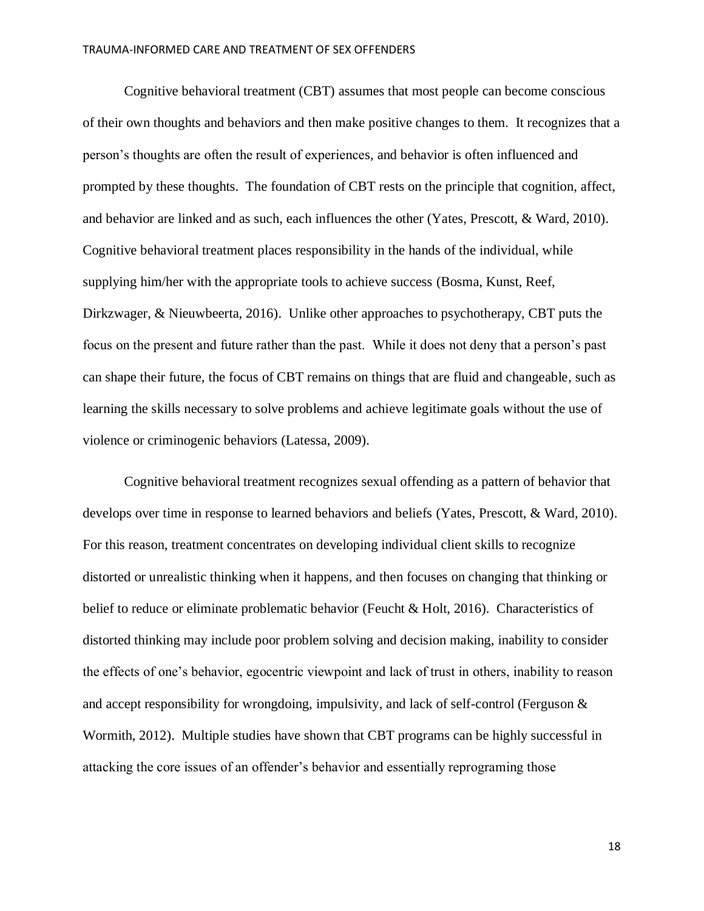Cognitive behavioral treatment (CBT) assumes that most people can become conscious of their own thoughts and behaviors and then make positive changes to them. It recognizes that a person's thoughts are often the result of experiences, and behavior is often influenced and prompted by these thoughts. The foundation of CBT rests on the principle that cognition, affect, and behavior are linked and as such, each influences the other (Yates, Prescott, & Ward, 2010). Cognitive behavioral treatment places responsibility in the hands of the individual, while supplying him/her with the appropriate tools to achieve success (Bosma, Kunst, Reef, Dirkzwager, & Nieuwbeerta, 2016). Unlike other approaches to psychotherapy, CBT puts the focus on the present and future rather than the past. While it does not deny that a person's past can shape their future, the focus of CBT remains on things that are fluid and changeable, such as learning the skills necessary to solve problems and achieve legitimate goals without the use of violence or criminogenic behaviors (Latessa, 2009).

Cognitive behavioral treatment recognizes sexual offending as a pattern of behavior that develops over time in response to learned behaviors and beliefs (Yates, Prescott, & Ward, 2010). For this reason, treatment concentrates on developing individual client skills to recognize distorted or unrealistic thinking when it happens, and then focuses on changing that thinking or belief to reduce or eliminate problematic behavior (Feucht & Holt, 2016). Characteristics of distorted thinking may include poor problem solving and decision making, inability to consider the effects of one's behavior, egocentric viewpoint and lack of trust in others, inability to reason and accept responsibility for wrongdoing, impulsivity, and lack of self-control (Ferguson & Wormith, 2012). Multiple studies have shown that CBT programs can be highly successful in attacking the core issues of an offender's behavior and essentially reprograming those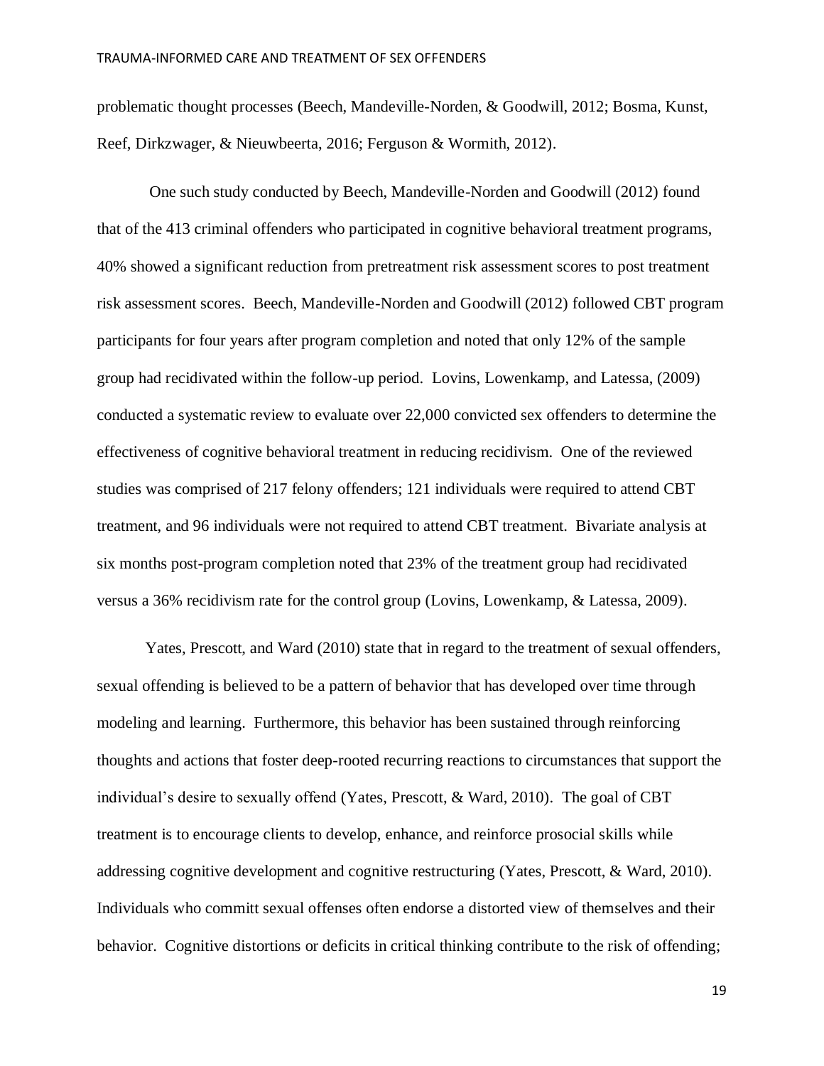problematic thought processes (Beech, Mandeville-Norden, & Goodwill, 2012; Bosma, Kunst, Reef, Dirkzwager, & Nieuwbeerta, 2016; Ferguson & Wormith, 2012).

One such study conducted by Beech, Mandeville-Norden and Goodwill (2012) found that of the 413 criminal offenders who participated in cognitive behavioral treatment programs, 40% showed a significant reduction from pretreatment risk assessment scores to post treatment risk assessment scores. Beech, Mandeville-Norden and Goodwill (2012) followed CBT program participants for four years after program completion and noted that only 12% of the sample group had recidivated within the follow-up period. Lovins, Lowenkamp, and Latessa, (2009) conducted a systematic review to evaluate over 22,000 convicted sex offenders to determine the effectiveness of cognitive behavioral treatment in reducing recidivism. One of the reviewed studies was comprised of 217 felony offenders; 121 individuals were required to attend CBT treatment, and 96 individuals were not required to attend CBT treatment. Bivariate analysis at six months post-program completion noted that 23% of the treatment group had recidivated versus a 36% recidivism rate for the control group (Lovins, Lowenkamp, & Latessa, 2009).

Yates, Prescott, and Ward (2010) state that in regard to the treatment of sexual offenders, sexual offending is believed to be a pattern of behavior that has developed over time through modeling and learning. Furthermore, this behavior has been sustained through reinforcing thoughts and actions that foster deep-rooted recurring reactions to circumstances that support the individual's desire to sexually offend (Yates, Prescott, & Ward, 2010). The goal of CBT treatment is to encourage clients to develop, enhance, and reinforce prosocial skills while addressing cognitive development and cognitive restructuring (Yates, Prescott, & Ward, 2010). Individuals who commit sexual offenses often endorse a distorted view of themselves and their behavior. Cognitive distortions or deficits in critical thinking contribute to the risk of offending;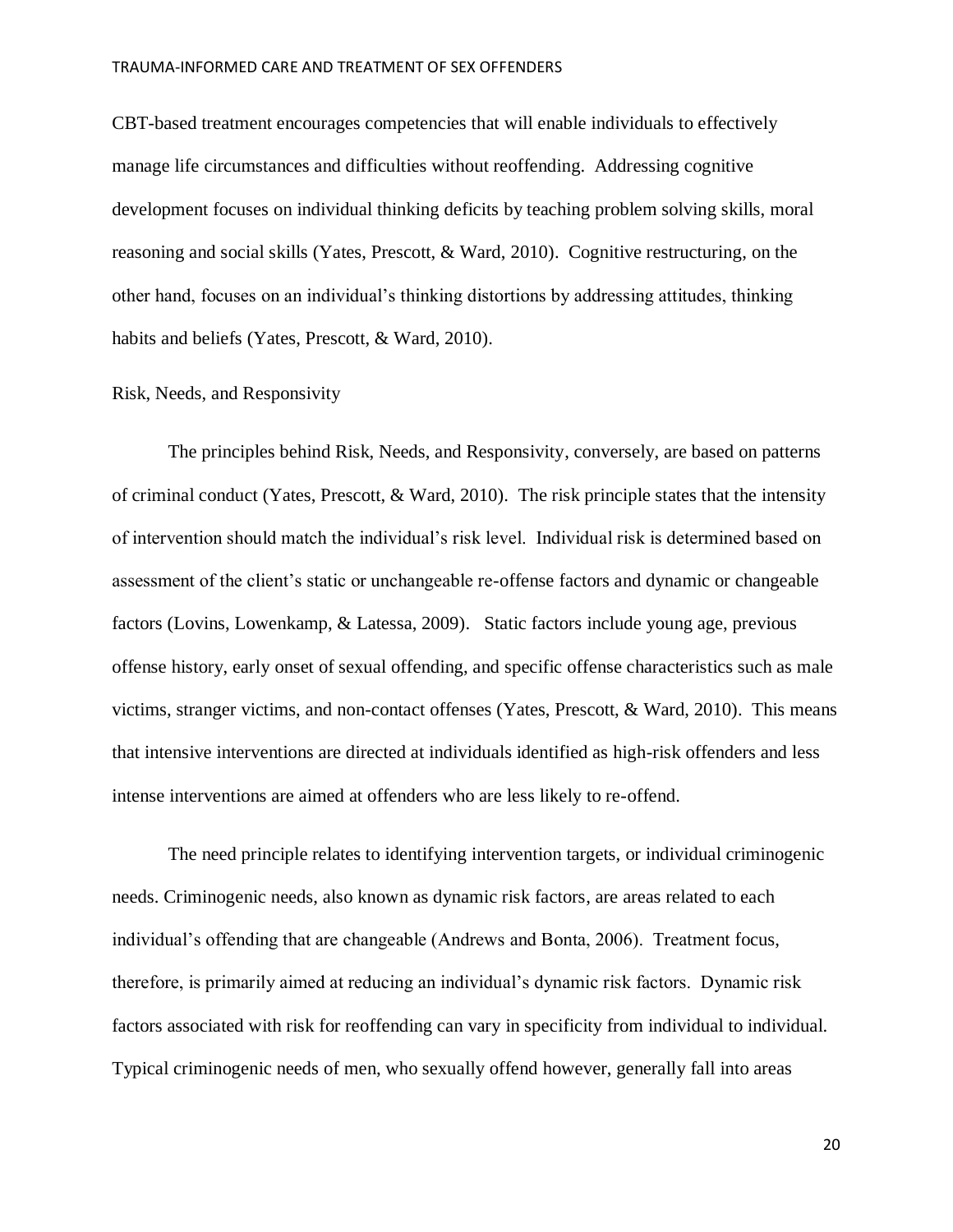CBT-based treatment encourages competencies that will enable individuals to effectively manage life circumstances and difficulties without reoffending. Addressing cognitive development focuses on individual thinking deficits by teaching problem solving skills, moral reasoning and social skills (Yates, Prescott, & Ward, 2010). Cognitive restructuring, on the other hand, focuses on an individual's thinking distortions by addressing attitudes, thinking habits and beliefs (Yates, Prescott, & Ward, 2010).

## Risk, Needs, and Responsivity

The principles behind Risk, Needs, and Responsivity, conversely, are based on patterns of criminal conduct (Yates, Prescott, & Ward, 2010). The risk principle states that the intensity of intervention should match the individual's risk level. Individual risk is determined based on assessment of the client's static or unchangeable re-offense factors and dynamic or changeable factors (Lovins, Lowenkamp, & Latessa, 2009). Static factors include young age, previous offense history, early onset of sexual offending, and specific offense characteristics such as male victims, stranger victims, and non-contact offenses (Yates, Prescott, & Ward, 2010). This means that intensive interventions are directed at individuals identified as high-risk offenders and less intense interventions are aimed at offenders who are less likely to re-offend.

The need principle relates to identifying intervention targets, or individual criminogenic needs. Criminogenic needs, also known as dynamic risk factors, are areas related to each individual's offending that are changeable (Andrews and Bonta, 2006). Treatment focus, therefore, is primarily aimed at reducing an individual's dynamic risk factors. Dynamic risk factors associated with risk for reoffending can vary in specificity from individual to individual. Typical criminogenic needs of men, who sexually offend however, generally fall into areas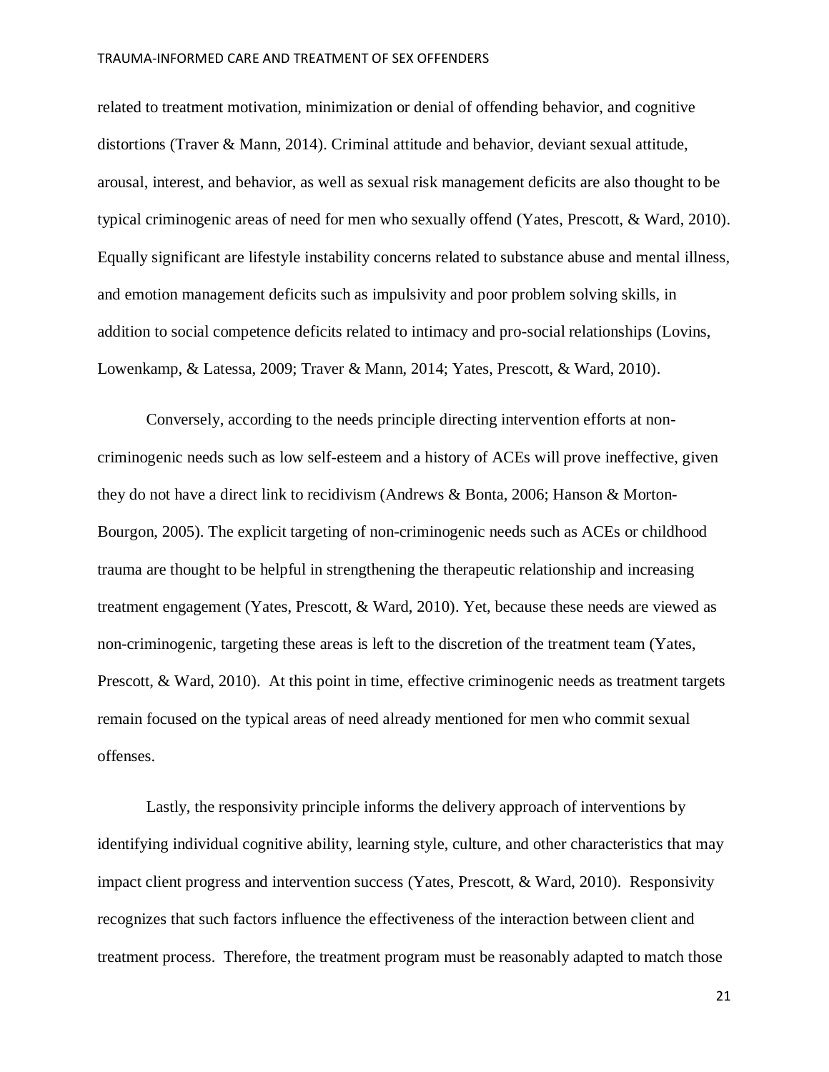related to treatment motivation, minimization or denial of offending behavior, and cognitive distortions (Traver & Mann, 2014). Criminal attitude and behavior, deviant sexual attitude, arousal, interest, and behavior, as well as sexual risk management deficits are also thought to be typical criminogenic areas of need for men who sexually offend (Yates, Prescott, & Ward, 2010). Equally significant are lifestyle instability concerns related to substance abuse and mental illness, and emotion management deficits such as impulsivity and poor problem solving skills, in addition to social competence deficits related to intimacy and pro-social relationships (Lovins, Lowenkamp, & Latessa, 2009; Traver & Mann, 2014; Yates, Prescott, & Ward, 2010).

Conversely, according to the needs principle directing intervention efforts at non-criminogenic needs such as low self-esteem and a history of ACEs will prove ineffective, given they do not have a direct link to recidivism (Andrews & Bonta, 2006; Hanson & Morton-Bourgon, 2005). The explicit targeting of non-criminogenic needs such as ACEs or childhood trauma are thought to be helpful in strengthening the therapeutic relationship and increasing treatment engagement (Yates, Prescott, & Ward, 2010). Yet, because these needs are viewed as non-criminogenic, targeting these areas is left to the discretion of the treatment team (Yates, Prescott, & Ward, 2010). At this point in time, effective criminogenic needs as treatment targets remain focused on the typical areas of need already mentioned for men who commit sexual offenses.

Lastly, the responsivity principle informs the delivery approach of interventions by identifying individual cognitive ability, learning style, culture, and other characteristics that may impact client progress and intervention success (Yates, Prescott, & Ward, 2010). Responsivity recognizes that such factors influence the effectiveness of the interaction between client and treatment process. Therefore, the treatment program must be reasonably adapted to match those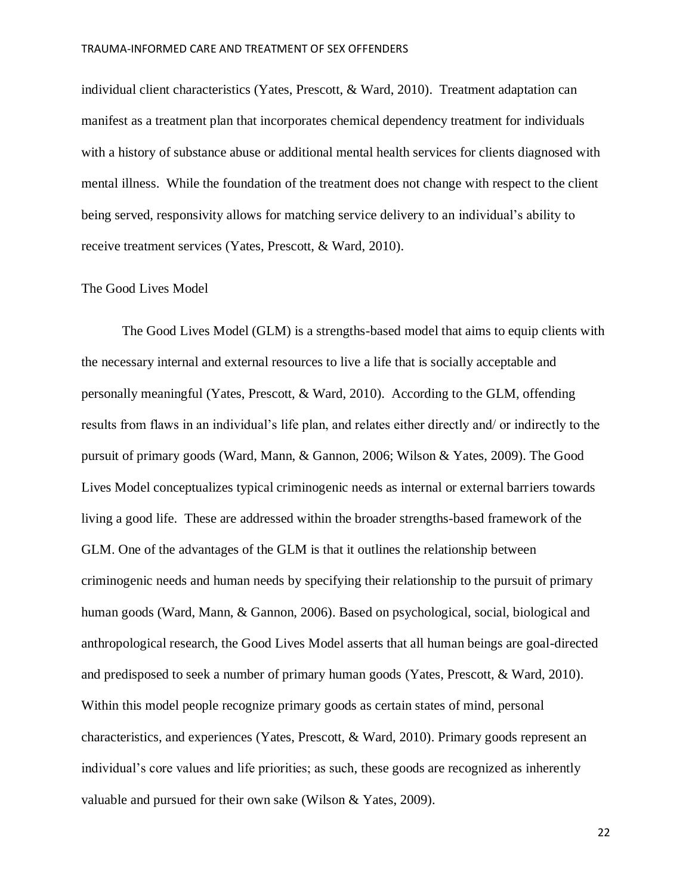individual client characteristics (Yates, Prescott, & Ward, 2010). Treatment adaptation can manifest as a treatment plan that incorporates chemical dependency treatment for individuals with a history of substance abuse or additional mental health services for clients diagnosed with mental illness. While the foundation of the treatment does not change with respect to the client being served, responsivity allows for matching service delivery to an individual's ability to receive treatment services (Yates, Prescott, & Ward, 2010).

## The Good Lives Model

The Good Lives Model (GLM) is a strengths-based model that aims to equip clients with the necessary internal and external resources to live a life that is socially acceptable and personally meaningful (Yates, Prescott, & Ward, 2010). According to the GLM, offending results from flaws in an individual's life plan, and relates either directly and/ or indirectly to the pursuit of primary goods (Ward, Mann, & Gannon, 2006; Wilson & Yates, 2009). The Good Lives Model conceptualizes typical criminogenic needs as internal or external barriers towards living a good life. These are addressed within the broader strengths-based framework of the GLM. One of the advantages of the GLM is that it outlines the relationship between criminogenic needs and human needs by specifying their relationship to the pursuit of primary human goods (Ward, Mann, & Gannon, 2006). Based on psychological, social, biological and anthropological research, the Good Lives Model asserts that all human beings are goal-directed and predisposed to seek a number of primary human goods (Yates, Prescott, & Ward, 2010). Within this model people recognize primary goods as certain states of mind, personal characteristics, and experiences (Yates, Prescott, & Ward, 2010). Primary goods represent an individual's core values and life priorities; as such, these goods are recognized as inherently valuable and pursued for their own sake (Wilson & Yates, 2009).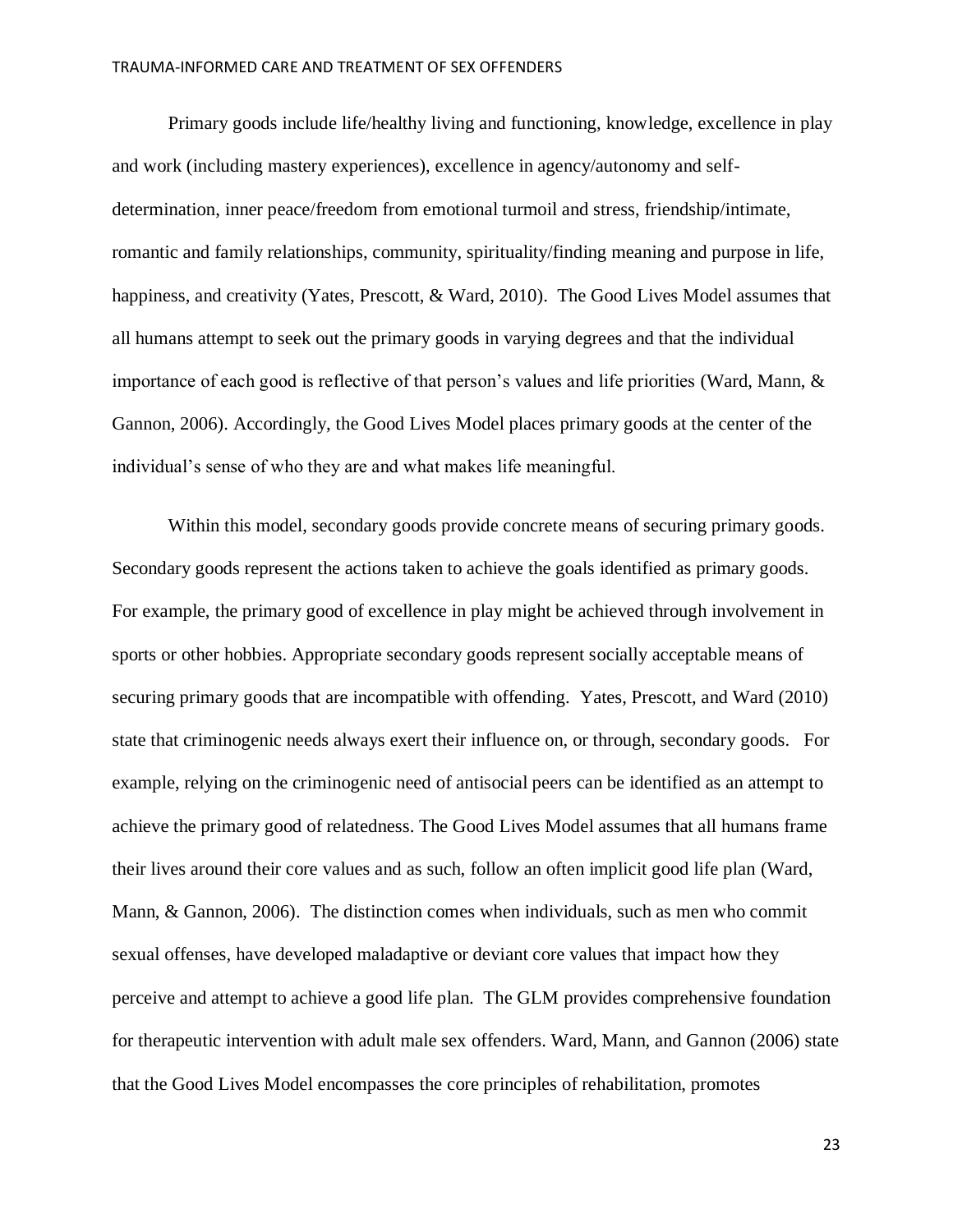Primary goods include life/healthy living and functioning, knowledge, excellence in play and work (including mastery experiences), excellence in agency/autonomy and self-determination, inner peace/freedom from emotional turmoil and stress, friendship/intimate, romantic and family relationships, community, spirituality/finding meaning and purpose in life, happiness, and creativity (Yates, Prescott, & Ward, 2010). The Good Lives Model assumes that all humans attempt to seek out the primary goods in varying degrees and that the individual importance of each good is reflective of that person's values and life priorities (Ward, Mann, & Gannon, 2006). Accordingly, the Good Lives Model places primary goods at the center of the individual's sense of who they are and what makes life meaningful.

Within this model, secondary goods provide concrete means of securing primary goods. Secondary goods represent the actions taken to achieve the goals identified as primary goods. For example, the primary good of excellence in play might be achieved through involvement in sports or other hobbies. Appropriate secondary goods represent socially acceptable means of securing primary goods that are incompatible with offending. Yates, Prescott, and Ward (2010) state that criminogenic needs always exert their influence on, or through, secondary goods. For example, relying on the criminogenic need of antisocial peers can be identified as an attempt to achieve the primary good of relatedness. The Good Lives Model assumes that all humans frame their lives around their core values and as such, follow an often implicit good life plan (Ward, Mann, & Gannon, 2006). The distinction comes when individuals, such as men who commit sexual offenses, have developed maladaptive or deviant core values that impact how they perceive and attempt to achieve a good life plan. The GLM provides comprehensive foundation for therapeutic intervention with adult male sex offenders. Ward, Mann, and Gannon (2006) state that the Good Lives Model encompasses the core principles of rehabilitation, promotes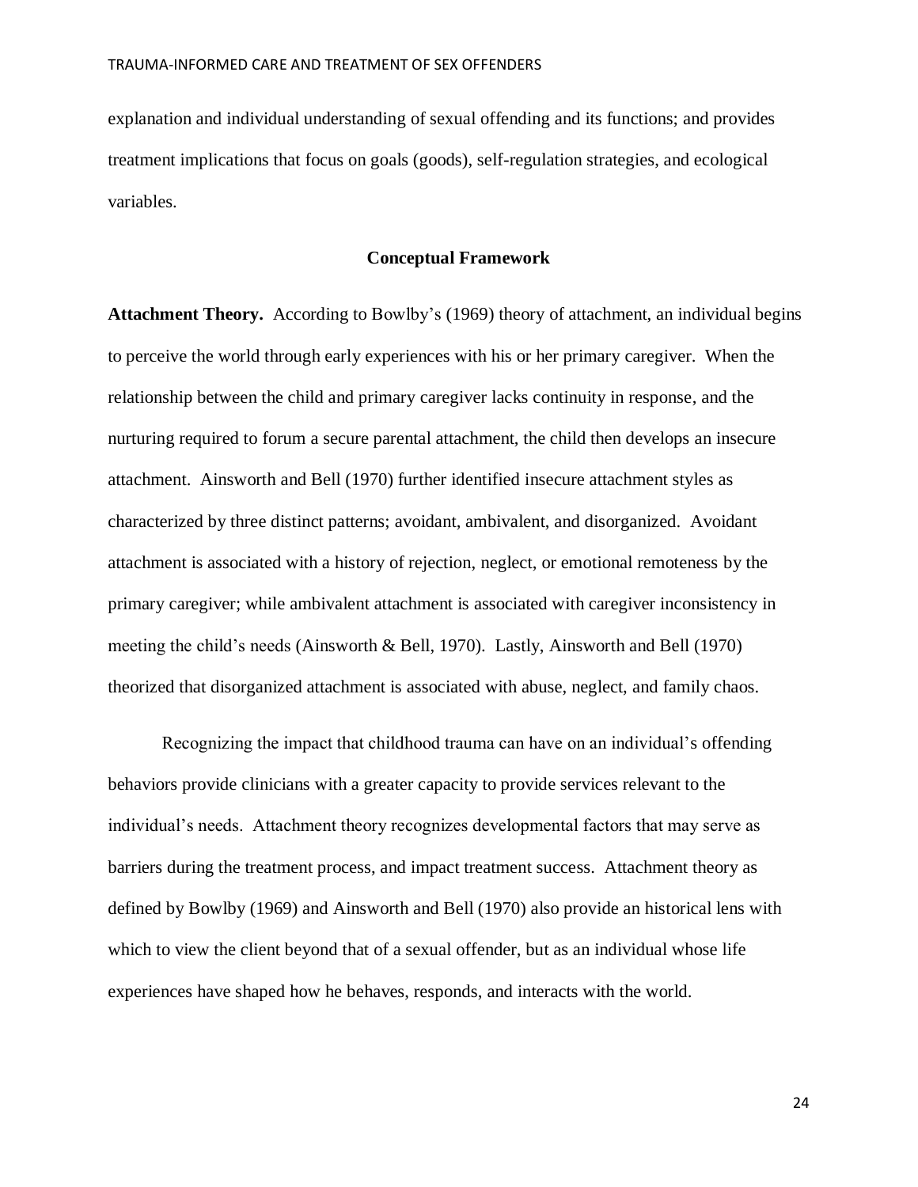explanation and individual understanding of sexual offending and its functions; and provides treatment implications that focus on goals (goods), self-regulation strategies, and ecological variables.

## Conceptual Framework

**Attachment Theory.** According to Bowlby's (1969) theory of attachment, an individual begins to perceive the world through early experiences with his or her primary caregiver. When the relationship between the child and primary caregiver lacks continuity in response, and the nurturing required to forum a secure parental attachment, the child then develops an insecure attachment. Ainsworth and Bell (1970) further identified insecure attachment styles as characterized by three distinct patterns; avoidant, ambivalent, and disorganized. Avoidant attachment is associated with a history of rejection, neglect, or emotional remoteness by the primary caregiver; while ambivalent attachment is associated with caregiver inconsistency in meeting the child's needs (Ainsworth & Bell, 1970). Lastly, Ainsworth and Bell (1970) theorized that disorganized attachment is associated with abuse, neglect, and family chaos.

Recognizing the impact that childhood trauma can have on an individual's offending behaviors provide clinicians with a greater capacity to provide services relevant to the individual's needs. Attachment theory recognizes developmental factors that may serve as barriers during the treatment process, and impact treatment success. Attachment theory as defined by Bowlby (1969) and Ainsworth and Bell (1970) also provide an historical lens with which to view the client beyond that of a sexual offender, but as an individual whose life experiences have shaped how he behaves, responds, and interacts with the world.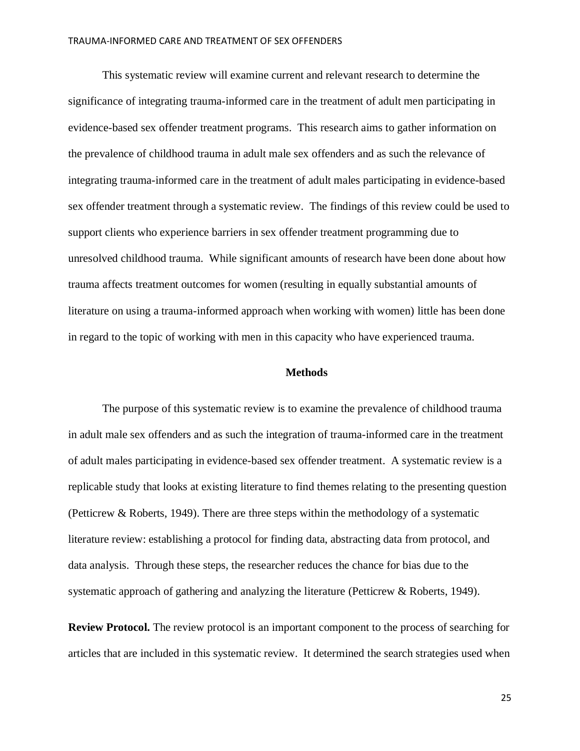This systematic review will examine current and relevant research to determine the significance of integrating trauma-informed care in the treatment of adult men participating in evidence-based sex offender treatment programs. This research aims to gather information on the prevalence of childhood trauma in adult male sex offenders and as such the relevance of integrating trauma-informed care in the treatment of adult males participating in evidence-based sex offender treatment through a systematic review. The findings of this review could be used to support clients who experience barriers in sex offender treatment programming due to unresolved childhood trauma. While significant amounts of research have been done about how trauma affects treatment outcomes for women (resulting in equally substantial amounts of literature on using a trauma-informed approach when working with women) little has been done in regard to the topic of working with men in this capacity who have experienced trauma.

## Methods

The purpose of this systematic review is to examine the prevalence of childhood trauma in adult male sex offenders and as such the integration of trauma-informed care in the treatment of adult males participating in evidence-based sex offender treatment. A systematic review is a replicable study that looks at existing literature to find themes relating to the presenting question (Petticrew & Roberts, 1949). There are three steps within the methodology of a systematic literature review: establishing a protocol for finding data, abstracting data from protocol, and data analysis. Through these steps, the researcher reduces the chance for bias due to the systematic approach of gathering and analyzing the literature (Petticrew & Roberts, 1949).

**Review Protocol.** The review protocol is an important component to the process of searching for articles that are included in this systematic review. It determined the search strategies used when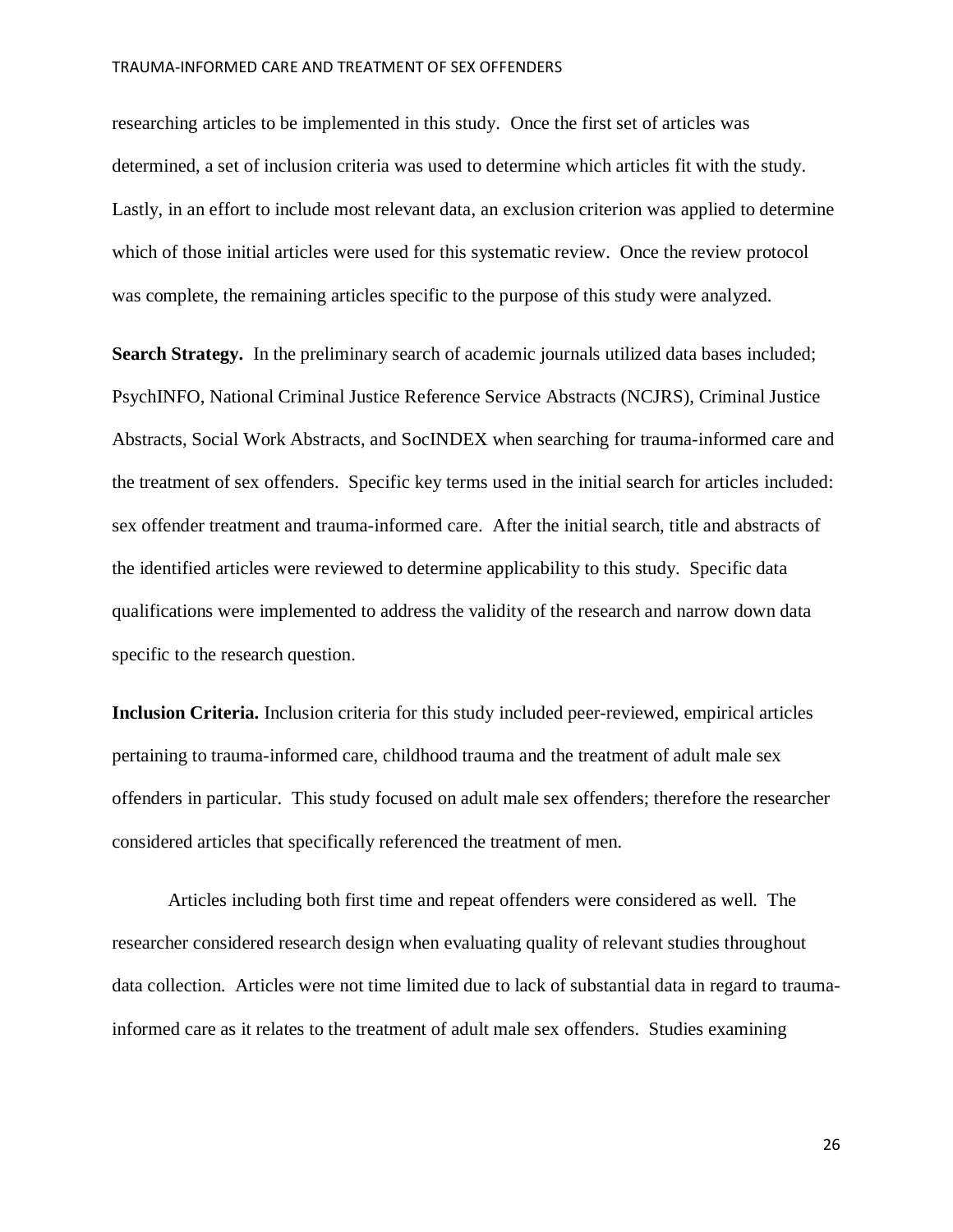researching articles to be implemented in this study. Once the first set of articles was determined, a set of inclusion criteria was used to determine which articles fit with the study. Lastly, in an effort to include most relevant data, an exclusion criterion was applied to determine which of those initial articles were used for this systematic review. Once the review protocol was complete, the remaining articles specific to the purpose of this study were analyzed.

**Search Strategy.** In the preliminary search of academic journals utilized data bases included; PsychINFO, National Criminal Justice Reference Service Abstracts (NCJRS), Criminal Justice Abstracts, Social Work Abstracts, and SocINDEX when searching for trauma-informed care and the treatment of sex offenders. Specific key terms used in the initial search for articles included: sex offender treatment and trauma-informed care. After the initial search, title and abstracts of the identified articles were reviewed to determine applicability to this study. Specific data qualifications were implemented to address the validity of the research and narrow down data specific to the research question.

**Inclusion Criteria.** Inclusion criteria for this study included peer-reviewed, empirical articles pertaining to trauma-informed care, childhood trauma and the treatment of adult male sex offenders in particular. This study focused on adult male sex offenders; therefore the researcher considered articles that specifically referenced the treatment of men.

Articles including both first time and repeat offenders were considered as well. The researcher considered research design when evaluating quality of relevant studies throughout data collection. Articles were not time limited due to lack of substantial data in regard to trauma-informed care as it relates to the treatment of adult male sex offenders. Studies examining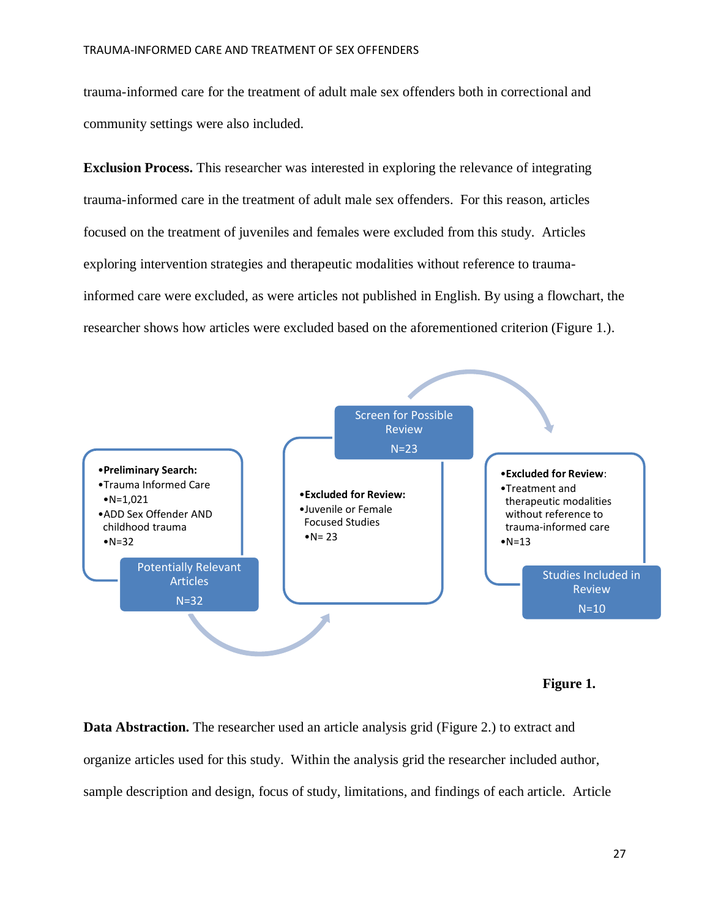trauma-informed care for the treatment of adult male sex offenders both in correctional and community settings were also included.

**Exclusion Process.** This researcher was interested in exploring the relevance of integrating trauma-informed care in the treatment of adult male sex offenders. For this reason, articles focused on the treatment of juveniles and females were excluded from this study. Articles exploring intervention strategies and therapeutic modalities without reference to trauma-informed care were excluded, as were articles not published in English. By using a flowchart, the researcher shows how articles were excluded based on the aforementioned criterion (Figure 1.).

- **Preliminary Search:**
- Trauma Informed Care
  - N=1,021
- ADD Sex Offender AND childhood trauma
  - N=32

Potentially Relevant Articles
N=32

Screen for Possible Review
N=23

- **Excluded for Review:**
- Juvenile or Female Focused Studies
  - N= 23

- **Excluded for Review**:
- Treatment and therapeutic modalities without reference to trauma-informed care
- N=13

Studies Included in Review
N=10

**Figure 1.**

**Data Abstraction.** The researcher used an article analysis grid (Figure 2.) to extract and organize articles used for this study. Within the analysis grid the researcher included author, sample description and design, focus of study, limitations, and findings of each article. Article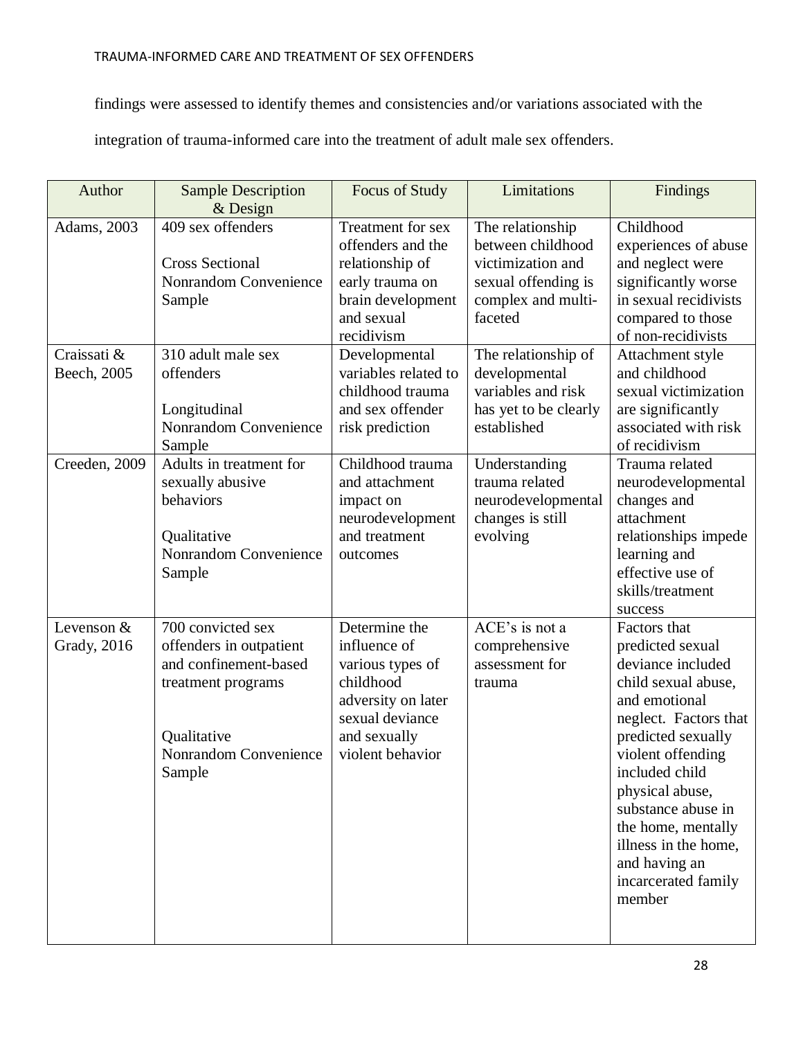findings were assessed to identify themes and consistencies and/or variations associated with the integration of trauma-informed care into the treatment of adult male sex offenders.

| Author | Sample Description & Design | Focus of Study | Limitations | Findings |
|---|---|---|---|---|
| Adams, 2003 | 409 sex offenders<br><br>Cross Sectional Nonrandom Convenience Sample | Treatment for sex offenders and the relationship of early trauma on brain development and sexual recidivism | The relationship between childhood victimization and sexual offending is complex and multi-faceted | Childhood experiences of abuse and neglect were significantly worse in sexual recidivists compared to those of non-recidivists |
| Craissati & Beech, 2005 | 310 adult male sex offenders<br><br>Longitudinal Nonrandom Convenience Sample | Developmental variables related to childhood trauma and sex offender risk prediction | The relationship of developmental variables and risk has yet to be clearly established | Attachment style and childhood sexual victimization are significantly associated with risk of recidivism |
| Creeden, 2009 | Adults in treatment for sexually abusive behaviors<br><br>Qualitative Nonrandom Convenience Sample | Childhood trauma and attachment impact on neurodevelopment and treatment outcomes | Understanding trauma related neurodevelopmental changes is still evolving | Trauma related neurodevelopmental changes and attachment relationships impede learning and effective use of skills/treatment success |
| Levenson & Grady, 2016 | 700 convicted sex offenders in outpatient and confinement-based treatment programs<br><br>Qualitative Nonrandom Convenience Sample | Determine the influence of various types of childhood adversity on later sexual deviance and sexually violent behavior | ACE's is not a comprehensive assessment for trauma | Factors that predicted sexual deviance included child sexual abuse, and emotional neglect. Factors that predicted sexually violent offending included child physical abuse, substance abuse in the home, mentally illness in the home, and having an incarcerated family member |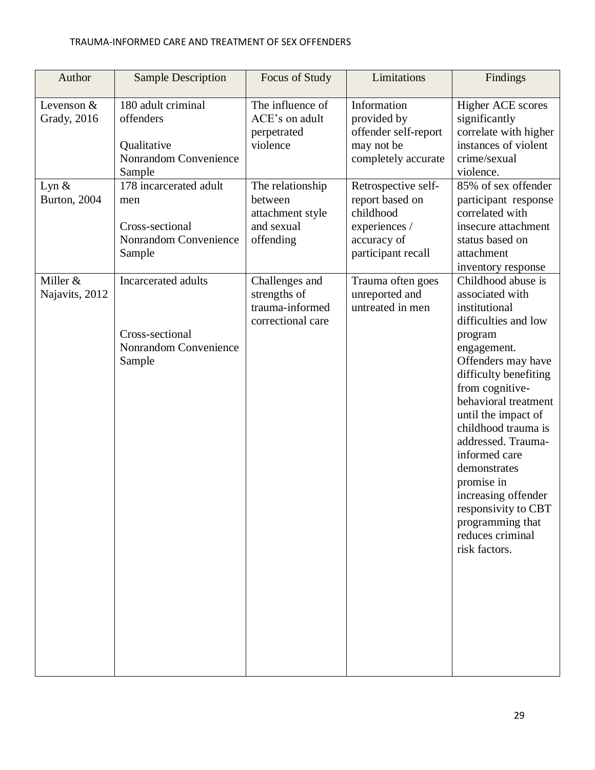| Author | Sample Description | Focus of Study | Limitations | Findings |
|---|---|---|---|---|
| Levenson & Grady, 2016 | 180 adult criminal offenders<br><br>Qualitative<br>Nonrandom Convenience Sample | The influence of ACE's on adult perpetrated violence | Information provided by offender self-report may not be completely accurate | Higher ACE scores significantly correlate with higher instances of violent crime/sexual violence. |
| Lyn & Burton, 2004 | 178 incarcerated adult men<br><br>Cross-sectional<br>Nonrandom Convenience Sample | The relationship between attachment style and sexual offending | Retrospective self-report based on childhood experiences / accuracy of participant recall | 85% of sex offender participant response correlated with insecure attachment status based on attachment inventory response |
| Miller & Najavits, 2012 | Incarcerated adults<br><br>Cross-sectional<br>Nonrandom Convenience Sample | Challenges and strengths of trauma-informed correctional care | Trauma often goes unreported and untreated in men | Childhood abuse is associated with institutional difficulties and low program engagement. Offenders may have difficulty benefiting from cognitive-behavioral treatment until the impact of childhood trauma is addressed. Trauma-informed care demonstrates promise in increasing offender responsivity to CBT programming that reduces criminal risk factors. |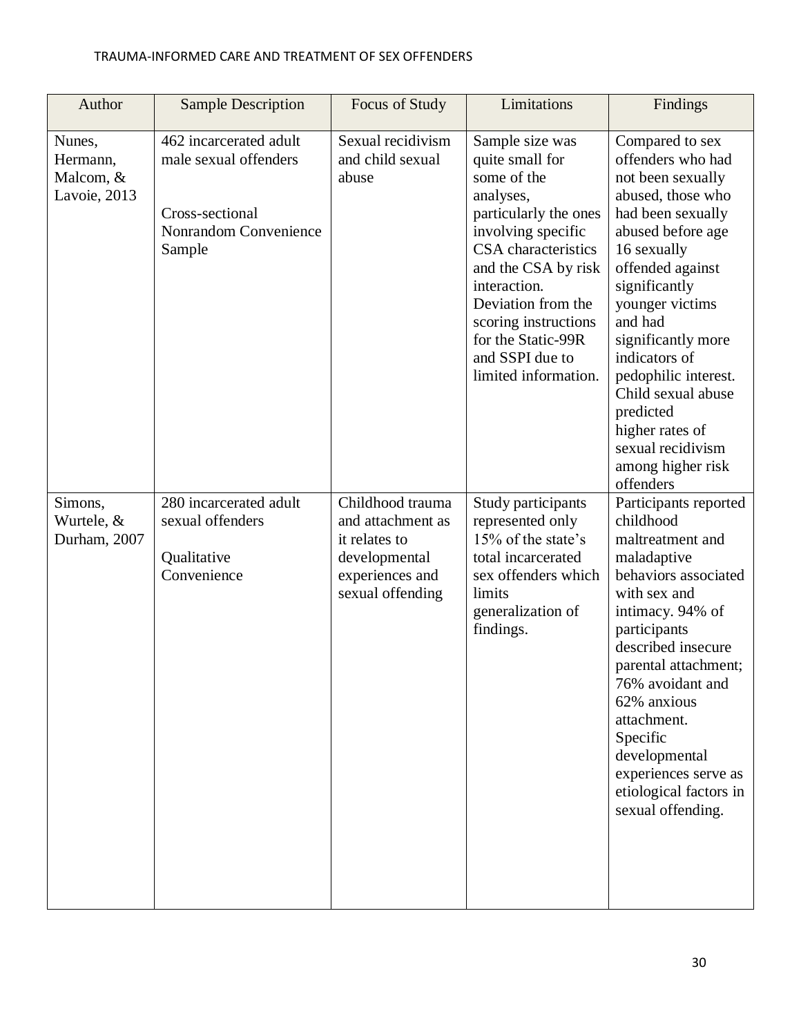| Author | Sample Description | Focus of Study | Limitations | Findings |
|---|---|---|---|---|
| Nunes, Hermann, Malcom, & Lavoie, 2013 | 462 incarcerated adult male sexual offenders<br><br>Cross-sectional Nonrandom Convenience Sample | Sexual recidivism and child sexual abuse | Sample size was quite small for some of the analyses, particularly the ones involving specific CSA characteristics and the CSA by risk interaction. Deviation from the scoring instructions for the Static-99R and SSPI due to limited information. | Compared to sex offenders who had not been sexually abused, those who had been sexually abused before age 16 sexually offended against significantly younger victims and had significantly more indicators of pedophilic interest. Child sexual abuse predicted higher rates of sexual recidivism among higher risk offenders |
| Simons, Wurtele, & Durham, 2007 | 280 incarcerated adult sexual offenders<br><br>Qualitative Convenience | Childhood trauma and attachment as it relates to developmental experiences and sexual offending | Study participants represented only 15% of the state's total incarcerated sex offenders which limits generalization of findings. | Participants reported childhood maltreatment and maladaptive behaviors associated with sex and intimacy. 94% of participants described insecure parental attachment; 76% avoidant and 62% anxious attachment. Specific developmental experiences serve as etiological factors in sexual offending. |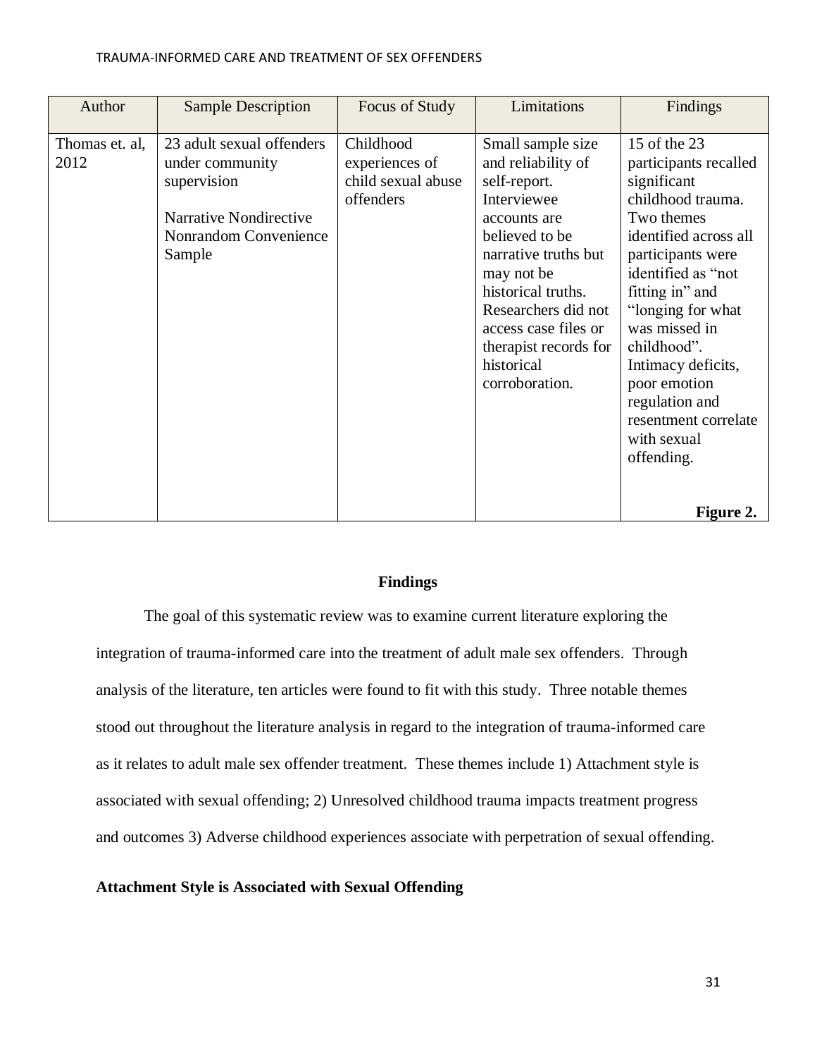| Author | Sample Description | Focus of Study | Limitations | Findings |
|---|---|---|---|---|
| Thomas et. al, 2012 | 23 adult sexual offenders under community supervision<br><br>Narrative Nondirective Nonrandom Convenience Sample | Childhood experiences of child sexual abuse offenders | Small sample size and reliability of self-report. Interviewee accounts are believed to be narrative truths but may not be historical truths. Researchers did not access case files or therapist records for historical corroboration. | 15 of the 23 participants recalled significant childhood trauma. Two themes identified across all participants were identified as "not fitting in" and "longing for what was missed in childhood". Intimacy deficits, poor emotion regulation and resentment correlate with sexual offending.<br><br>**Figure 2.** |

## Findings

The goal of this systematic review was to examine current literature exploring the integration of trauma-informed care into the treatment of adult male sex offenders. Through analysis of the literature, ten articles were found to fit with this study. Three notable themes stood out throughout the literature analysis in regard to the integration of trauma-informed care as it relates to adult male sex offender treatment. These themes include 1) Attachment style is associated with sexual offending; 2) Unresolved childhood trauma impacts treatment progress and outcomes 3) Adverse childhood experiences associate with perpetration of sexual offending.

### Attachment Style is Associated with Sexual Offending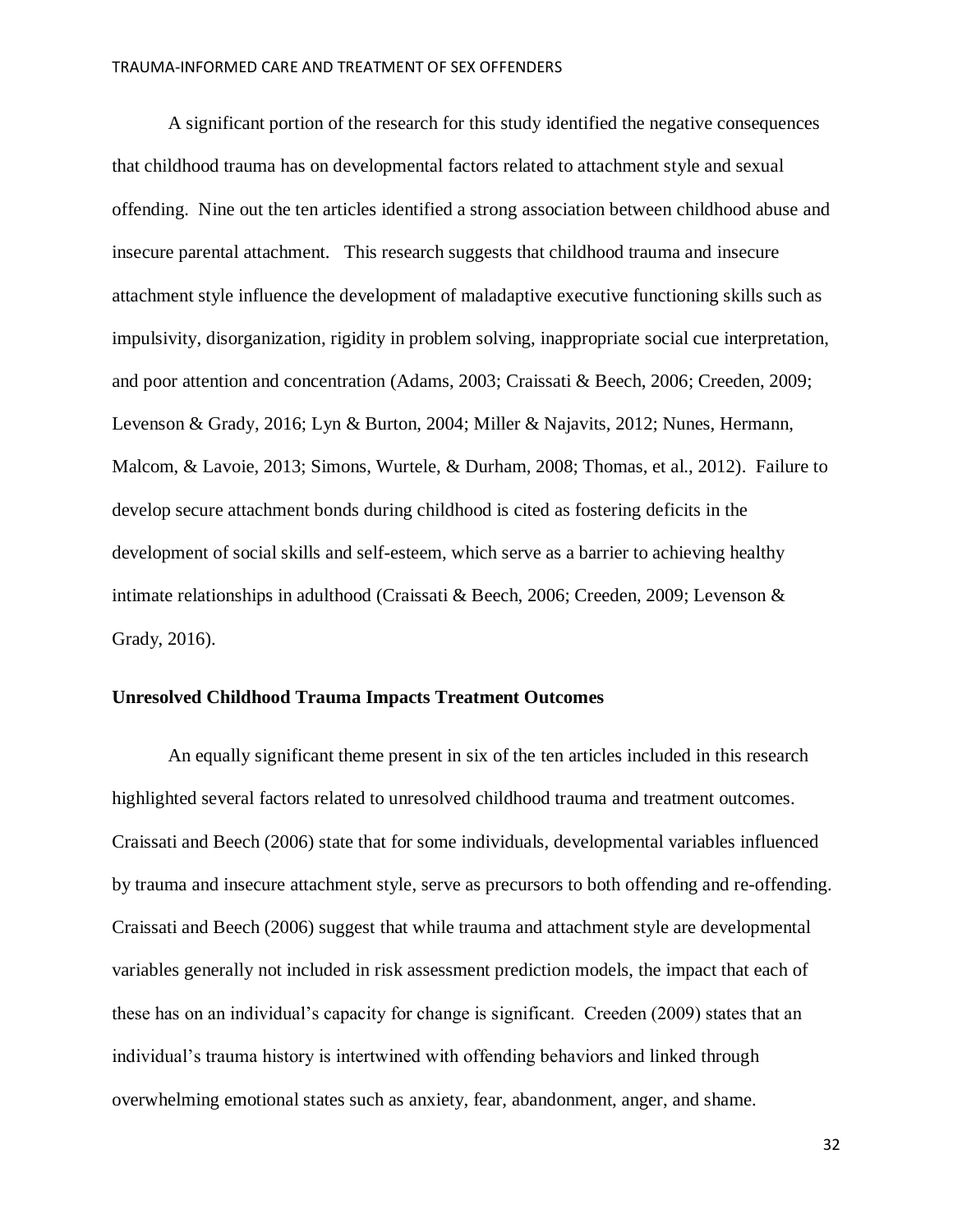A significant portion of the research for this study identified the negative consequences that childhood trauma has on developmental factors related to attachment style and sexual offending. Nine out the ten articles identified a strong association between childhood abuse and insecure parental attachment. This research suggests that childhood trauma and insecure attachment style influence the development of maladaptive executive functioning skills such as impulsivity, disorganization, rigidity in problem solving, inappropriate social cue interpretation, and poor attention and concentration (Adams, 2003; Craissati & Beech, 2006; Creeden, 2009; Levenson & Grady, 2016; Lyn & Burton, 2004; Miller & Najavits, 2012; Nunes, Hermann, Malcom, & Lavoie, 2013; Simons, Wurtele, & Durham, 2008; Thomas, et al., 2012). Failure to develop secure attachment bonds during childhood is cited as fostering deficits in the development of social skills and self-esteem, which serve as a barrier to achieving healthy intimate relationships in adulthood (Craissati & Beech, 2006; Creeden, 2009; Levenson & Grady, 2016).

## Unresolved Childhood Trauma Impacts Treatment Outcomes

An equally significant theme present in six of the ten articles included in this research highlighted several factors related to unresolved childhood trauma and treatment outcomes. Craissati and Beech (2006) state that for some individuals, developmental variables influenced by trauma and insecure attachment style, serve as precursors to both offending and re-offending. Craissati and Beech (2006) suggest that while trauma and attachment style are developmental variables generally not included in risk assessment prediction models, the impact that each of these has on an individual's capacity for change is significant. Creeden (2009) states that an individual's trauma history is intertwined with offending behaviors and linked through overwhelming emotional states such as anxiety, fear, abandonment, anger, and shame.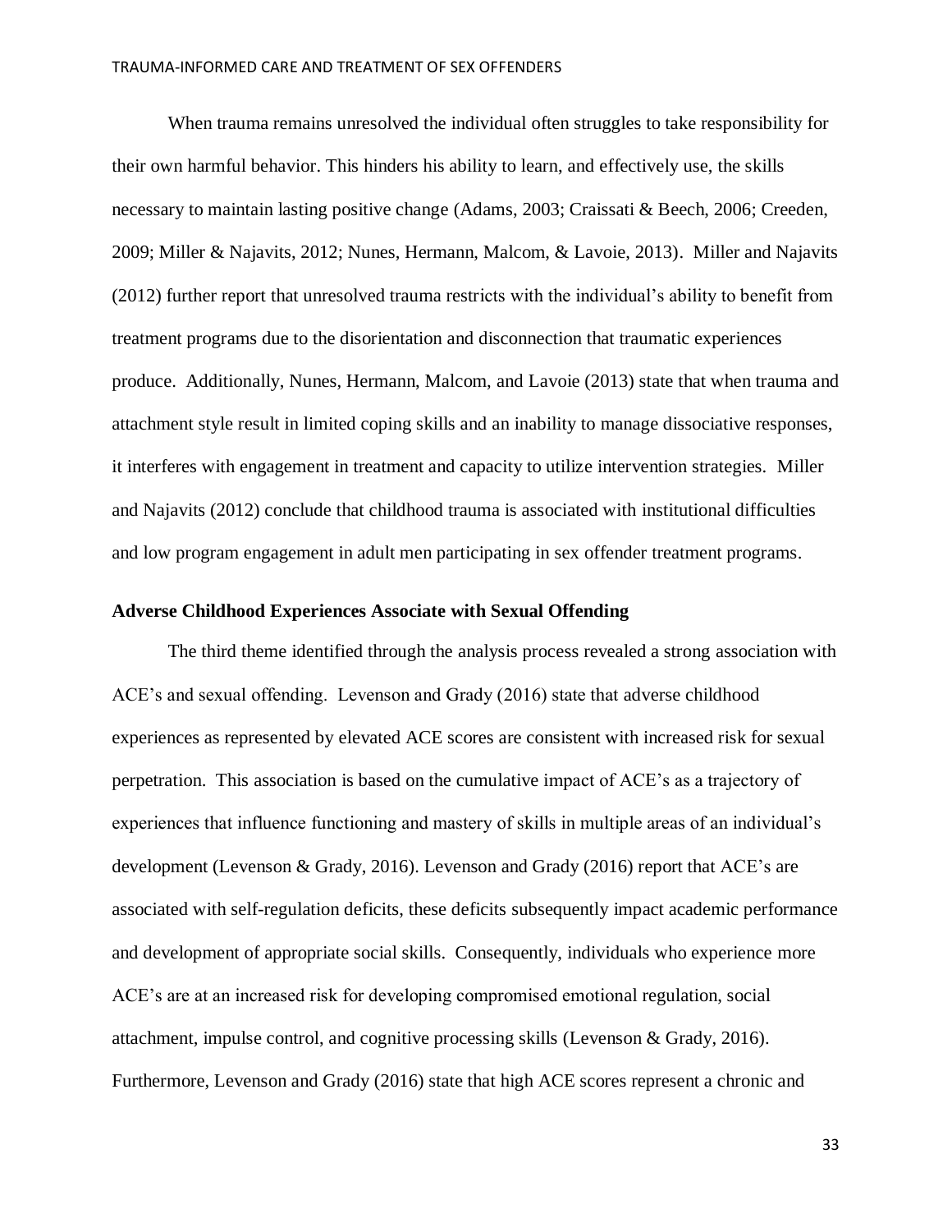When trauma remains unresolved the individual often struggles to take responsibility for their own harmful behavior. This hinders his ability to learn, and effectively use, the skills necessary to maintain lasting positive change (Adams, 2003; Craissati & Beech, 2006; Creeden, 2009; Miller & Najavits, 2012; Nunes, Hermann, Malcom, & Lavoie, 2013). Miller and Najavits (2012) further report that unresolved trauma restricts with the individual's ability to benefit from treatment programs due to the disorientation and disconnection that traumatic experiences produce. Additionally, Nunes, Hermann, Malcom, and Lavoie (2013) state that when trauma and attachment style result in limited coping skills and an inability to manage dissociative responses, it interferes with engagement in treatment and capacity to utilize intervention strategies. Miller and Najavits (2012) conclude that childhood trauma is associated with institutional difficulties and low program engagement in adult men participating in sex offender treatment programs.

**Adverse Childhood Experiences Associate with Sexual Offending**

The third theme identified through the analysis process revealed a strong association with ACE's and sexual offending. Levenson and Grady (2016) state that adverse childhood experiences as represented by elevated ACE scores are consistent with increased risk for sexual perpetration. This association is based on the cumulative impact of ACE's as a trajectory of experiences that influence functioning and mastery of skills in multiple areas of an individual's development (Levenson & Grady, 2016). Levenson and Grady (2016) report that ACE's are associated with self-regulation deficits, these deficits subsequently impact academic performance and development of appropriate social skills. Consequently, individuals who experience more ACE's are at an increased risk for developing compromised emotional regulation, social attachment, impulse control, and cognitive processing skills (Levenson & Grady, 2016). Furthermore, Levenson and Grady (2016) state that high ACE scores represent a chronic and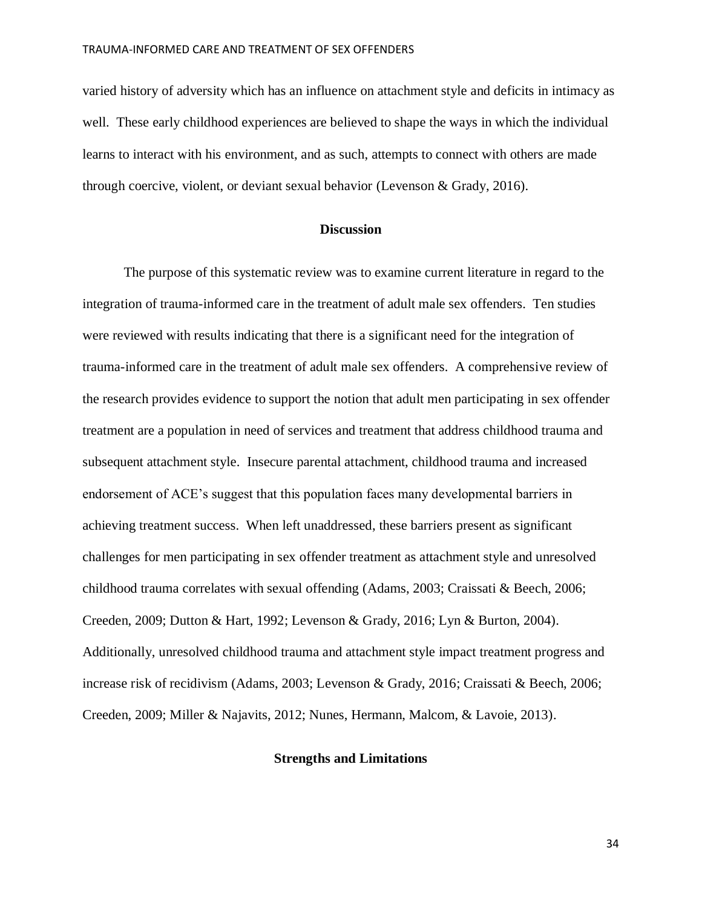varied history of adversity which has an influence on attachment style and deficits in intimacy as well. These early childhood experiences are believed to shape the ways in which the individual learns to interact with his environment, and as such, attempts to connect with others are made through coercive, violent, or deviant sexual behavior (Levenson & Grady, 2016).

## Discussion

The purpose of this systematic review was to examine current literature in regard to the integration of trauma-informed care in the treatment of adult male sex offenders. Ten studies were reviewed with results indicating that there is a significant need for the integration of trauma-informed care in the treatment of adult male sex offenders. A comprehensive review of the research provides evidence to support the notion that adult men participating in sex offender treatment are a population in need of services and treatment that address childhood trauma and subsequent attachment style. Insecure parental attachment, childhood trauma and increased endorsement of ACE's suggest that this population faces many developmental barriers in achieving treatment success. When left unaddressed, these barriers present as significant challenges for men participating in sex offender treatment as attachment style and unresolved childhood trauma correlates with sexual offending (Adams, 2003; Craissati & Beech, 2006; Creeden, 2009; Dutton & Hart, 1992; Levenson & Grady, 2016; Lyn & Burton, 2004). Additionally, unresolved childhood trauma and attachment style impact treatment progress and increase risk of recidivism (Adams, 2003; Levenson & Grady, 2016; Craissati & Beech, 2006; Creeden, 2009; Miller & Najavits, 2012; Nunes, Hermann, Malcom, & Lavoie, 2013).

## Strengths and Limitations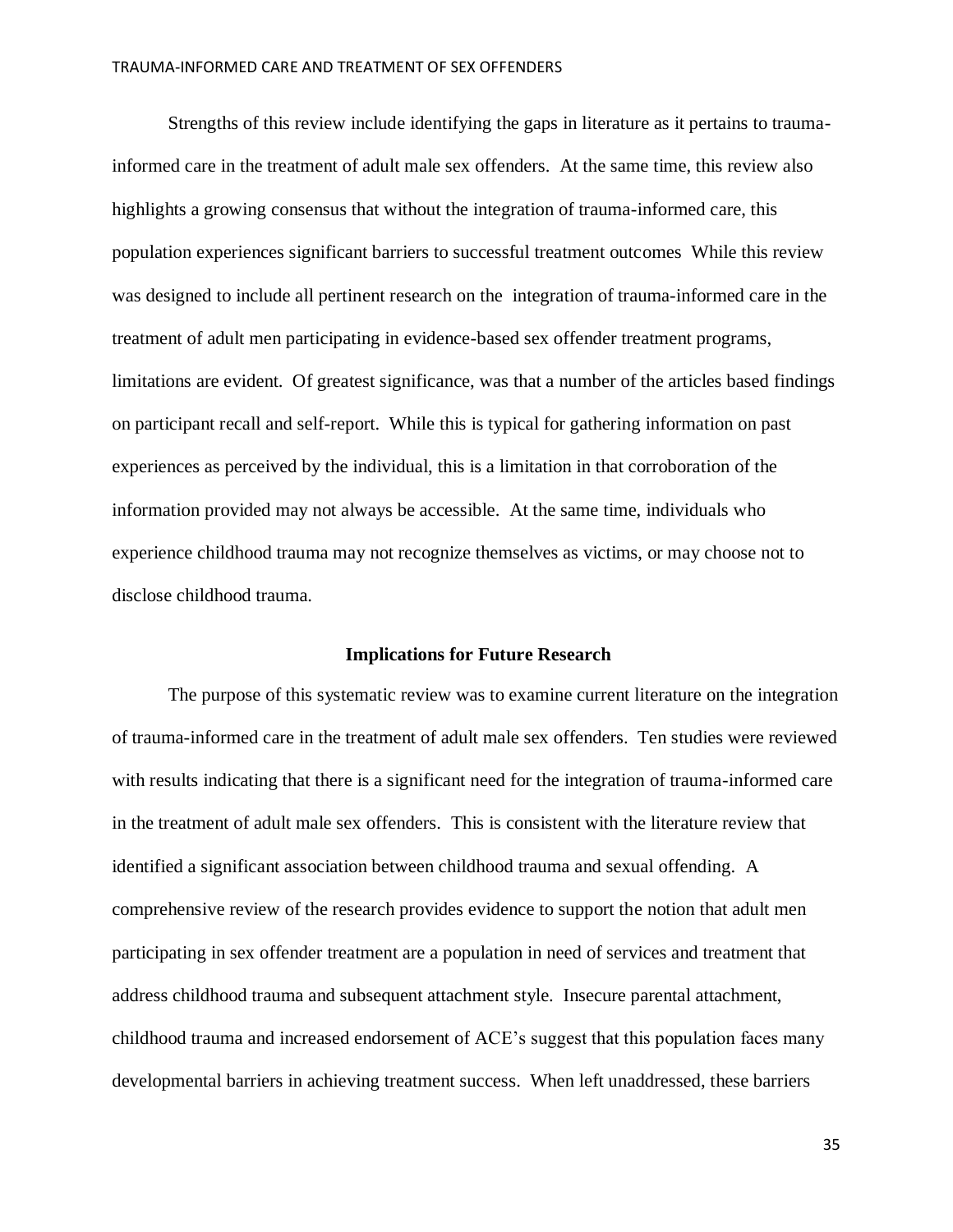Strengths of this review include identifying the gaps in literature as it pertains to trauma-informed care in the treatment of adult male sex offenders. At the same time, this review also highlights a growing consensus that without the integration of trauma-informed care, this population experiences significant barriers to successful treatment outcomes While this review was designed to include all pertinent research on the integration of trauma-informed care in the treatment of adult men participating in evidence-based sex offender treatment programs, limitations are evident. Of greatest significance, was that a number of the articles based findings on participant recall and self-report. While this is typical for gathering information on past experiences as perceived by the individual, this is a limitation in that corroboration of the information provided may not always be accessible. At the same time, individuals who experience childhood trauma may not recognize themselves as victims, or may choose not to disclose childhood trauma.

## Implications for Future Research

The purpose of this systematic review was to examine current literature on the integration of trauma-informed care in the treatment of adult male sex offenders. Ten studies were reviewed with results indicating that there is a significant need for the integration of trauma-informed care in the treatment of adult male sex offenders. This is consistent with the literature review that identified a significant association between childhood trauma and sexual offending. A comprehensive review of the research provides evidence to support the notion that adult men participating in sex offender treatment are a population in need of services and treatment that address childhood trauma and subsequent attachment style. Insecure parental attachment, childhood trauma and increased endorsement of ACE's suggest that this population faces many developmental barriers in achieving treatment success. When left unaddressed, these barriers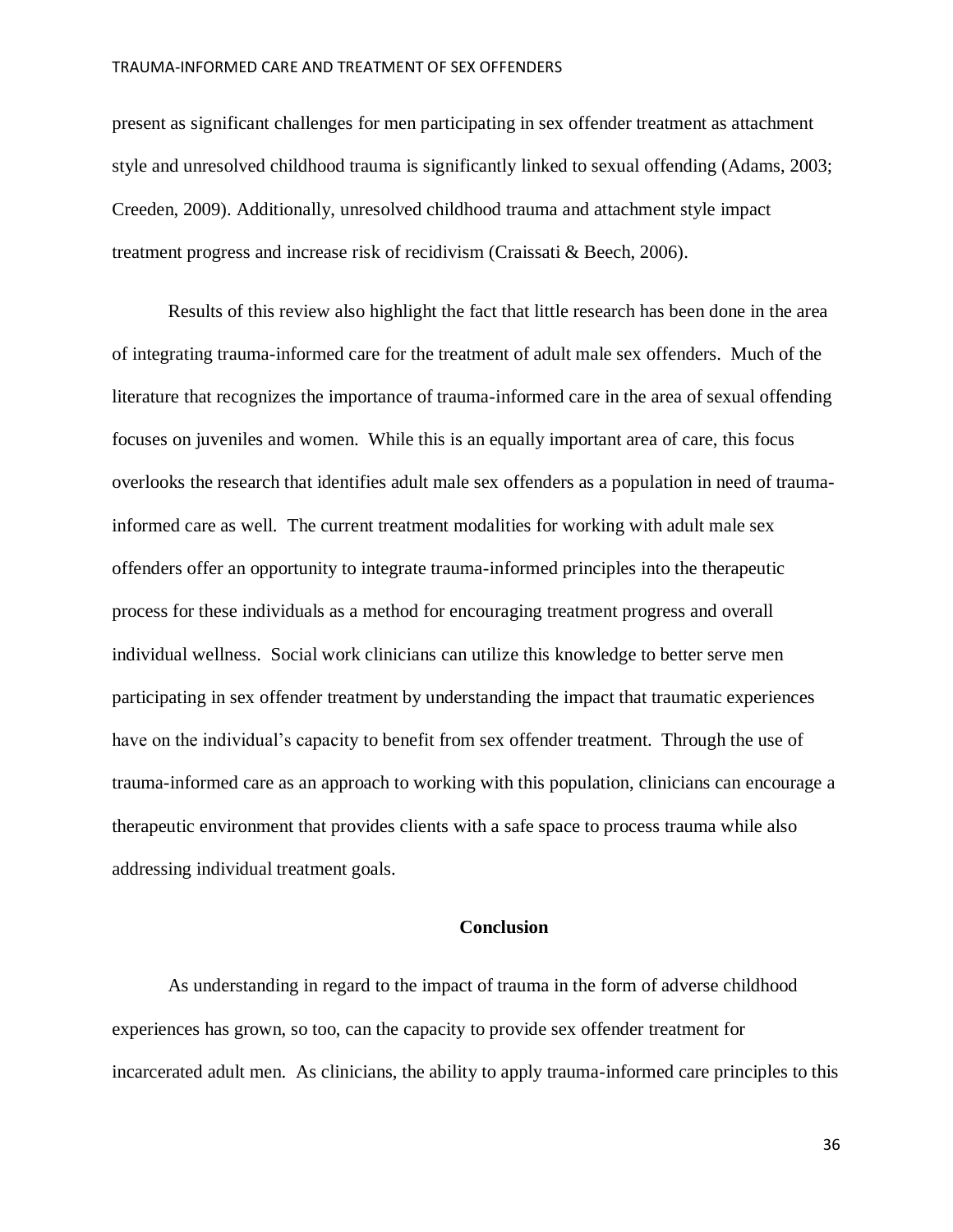present as significant challenges for men participating in sex offender treatment as attachment style and unresolved childhood trauma is significantly linked to sexual offending (Adams, 2003; Creeden, 2009). Additionally, unresolved childhood trauma and attachment style impact treatment progress and increase risk of recidivism (Craissati & Beech, 2006).

Results of this review also highlight the fact that little research has been done in the area of integrating trauma-informed care for the treatment of adult male sex offenders. Much of the literature that recognizes the importance of trauma-informed care in the area of sexual offending focuses on juveniles and women. While this is an equally important area of care, this focus overlooks the research that identifies adult male sex offenders as a population in need of trauma-informed care as well. The current treatment modalities for working with adult male sex offenders offer an opportunity to integrate trauma-informed principles into the therapeutic process for these individuals as a method for encouraging treatment progress and overall individual wellness. Social work clinicians can utilize this knowledge to better serve men participating in sex offender treatment by understanding the impact that traumatic experiences have on the individual's capacity to benefit from sex offender treatment. Through the use of trauma-informed care as an approach to working with this population, clinicians can encourage a therapeutic environment that provides clients with a safe space to process trauma while also addressing individual treatment goals.

## Conclusion

As understanding in regard to the impact of trauma in the form of adverse childhood experiences has grown, so too, can the capacity to provide sex offender treatment for incarcerated adult men. As clinicians, the ability to apply trauma-informed care principles to this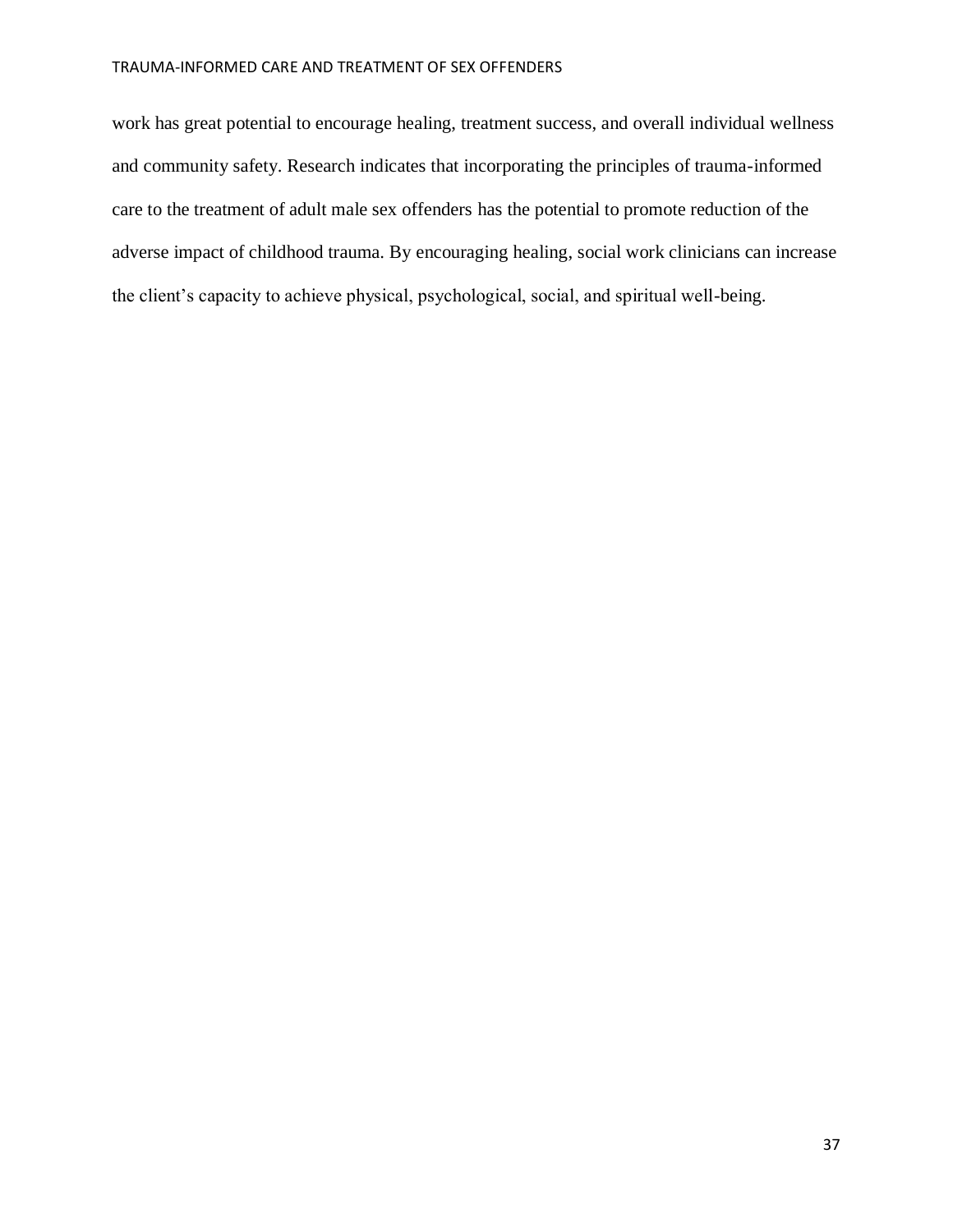work has great potential to encourage healing, treatment success, and overall individual wellness and community safety. Research indicates that incorporating the principles of trauma-informed care to the treatment of adult male sex offenders has the potential to promote reduction of the adverse impact of childhood trauma. By encouraging healing, social work clinicians can increase the client's capacity to achieve physical, psychological, social, and spiritual well-being.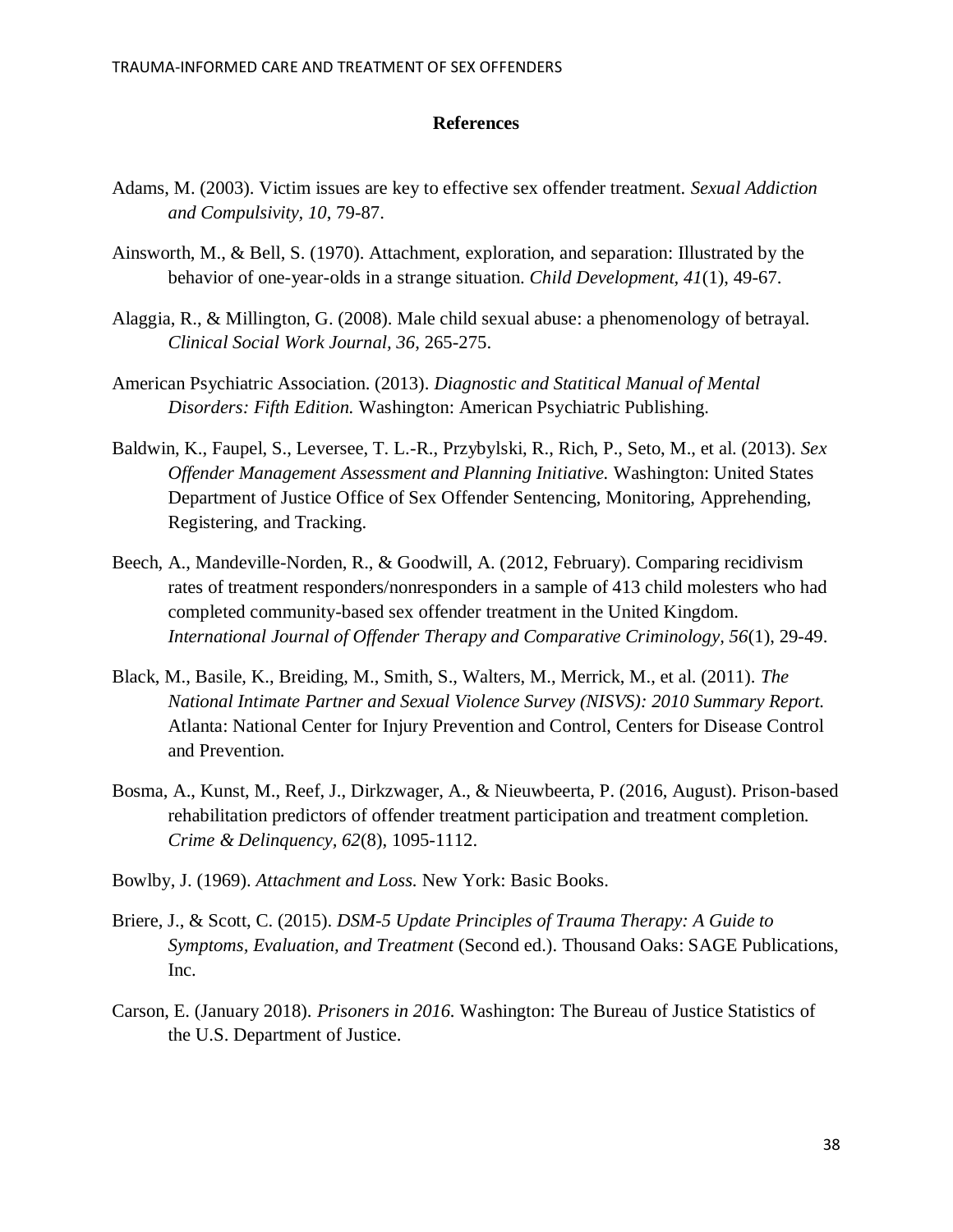## References

Adams, M. (2003). Victim issues are key to effective sex offender treatment. *Sexual Addiction and Compulsivity, 10*, 79-87.

Ainsworth, M., & Bell, S. (1970). Attachment, exploration, and separation: Illustrated by the behavior of one-year-olds in a strange situation. *Child Development, 41*(1), 49-67.

Alaggia, R., & Millington, G. (2008). Male child sexual abuse: a phenomenology of betrayal. *Clinical Social Work Journal, 36*, 265-275.

American Psychiatric Association. (2013). *Diagnostic and Statitical Manual of Mental Disorders: Fifth Edition.* Washington: American Psychiatric Publishing.

Baldwin, K., Faupel, S., Leversee, T. L.-R., Przybylski, R., Rich, P., Seto, M., et al. (2013). *Sex Offender Management Assessment and Planning Initiative.* Washington: United States Department of Justice Office of Sex Offender Sentencing, Monitoring, Apprehending, Registering, and Tracking.

Beech, A., Mandeville-Norden, R., & Goodwill, A. (2012, February). Comparing recidivism rates of treatment responders/nonresponders in a sample of 413 child molesters who had completed community-based sex offender treatment in the United Kingdom. *International Journal of Offender Therapy and Comparative Criminology, 56*(1), 29-49.

Black, M., Basile, K., Breiding, M., Smith, S., Walters, M., Merrick, M., et al. (2011). *The National Intimate Partner and Sexual Violence Survey (NISVS): 2010 Summary Report.* Atlanta: National Center for Injury Prevention and Control, Centers for Disease Control and Prevention.

Bosma, A., Kunst, M., Reef, J., Dirkzwager, A., & Nieuwbeerta, P. (2016, August). Prison-based rehabilitation predictors of offender treatment participation and treatment completion. *Crime & Delinquency, 62*(8), 1095-1112.

Bowlby, J. (1969). *Attachment and Loss.* New York: Basic Books.

Briere, J., & Scott, C. (2015). *DSM-5 Update Principles of Trauma Therapy: A Guide to Symptoms, Evaluation, and Treatment* (Second ed.). Thousand Oaks: SAGE Publications, Inc.

Carson, E. (January 2018). *Prisoners in 2016.* Washington: The Bureau of Justice Statistics of the U.S. Department of Justice.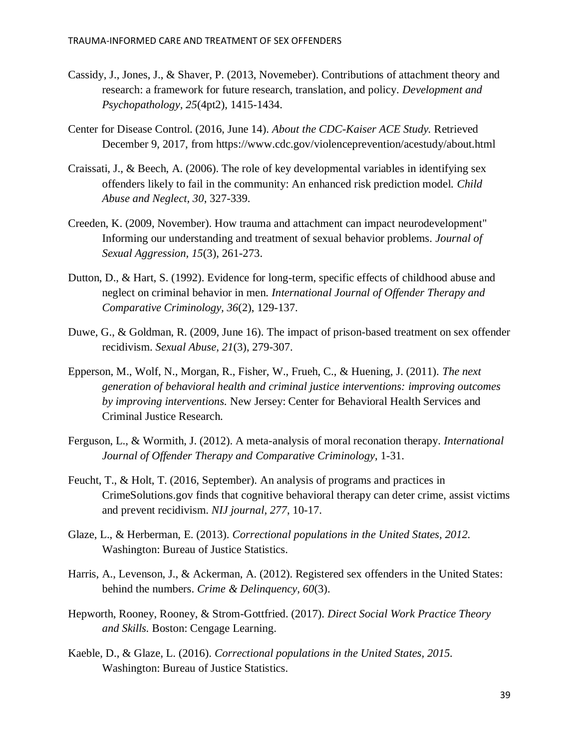Cassidy, J., Jones, J., & Shaver, P. (2013, Novemeber). Contributions of attachment theory and research: a framework for future research, translation, and policy. *Development and Psychopathology, 25*(4pt2), 1415-1434.

Center for Disease Control. (2016, June 14). *About the CDC-Kaiser ACE Study.* Retrieved December 9, 2017, from https://www.cdc.gov/violenceprevention/acestudy/about.html

Craissati, J., & Beech, A. (2006). The role of key developmental variables in identifying sex offenders likely to fail in the community: An enhanced risk prediction model. *Child Abuse and Neglect, 30*, 327-339.

Creeden, K. (2009, November). How trauma and attachment can impact neurodevelopment" Informing our understanding and treatment of sexual behavior problems. *Journal of Sexual Aggression, 15*(3), 261-273.

Dutton, D., & Hart, S. (1992). Evidence for long-term, specific effects of childhood abuse and neglect on criminal behavior in men. *International Journal of Offender Therapy and Comparative Criminology, 36*(2), 129-137.

Duwe, G., & Goldman, R. (2009, June 16). The impact of prison-based treatment on sex offender recidivism. *Sexual Abuse, 21*(3), 279-307.

Epperson, M., Wolf, N., Morgan, R., Fisher, W., Frueh, C., & Huening, J. (2011). *The next generation of behavioral health and criminal justice interventions: improving outcomes by improving interventions.* New Jersey: Center for Behavioral Health Services and Criminal Justice Research.

Ferguson, L., & Wormith, J. (2012). A meta-analysis of moral reconation therapy. *International Journal of Offender Therapy and Comparative Criminology*, 1-31.

Feucht, T., & Holt, T. (2016, September). An analysis of programs and practices in CrimeSolutions.gov finds that cognitive behavioral therapy can deter crime, assist victims and prevent recidivism. *NIJ journal, 277*, 10-17.

Glaze, L., & Herberman, E. (2013). *Correctional populations in the United States, 2012.* Washington: Bureau of Justice Statistics.

Harris, A., Levenson, J., & Ackerman, A. (2012). Registered sex offenders in the United States: behind the numbers. *Crime & Delinquency, 60*(3).

Hepworth, Rooney, Rooney, & Strom-Gottfried. (2017). *Direct Social Work Practice Theory and Skills.* Boston: Cengage Learning.

Kaeble, D., & Glaze, L. (2016). *Correctional populations in the United States, 2015.* Washington: Bureau of Justice Statistics.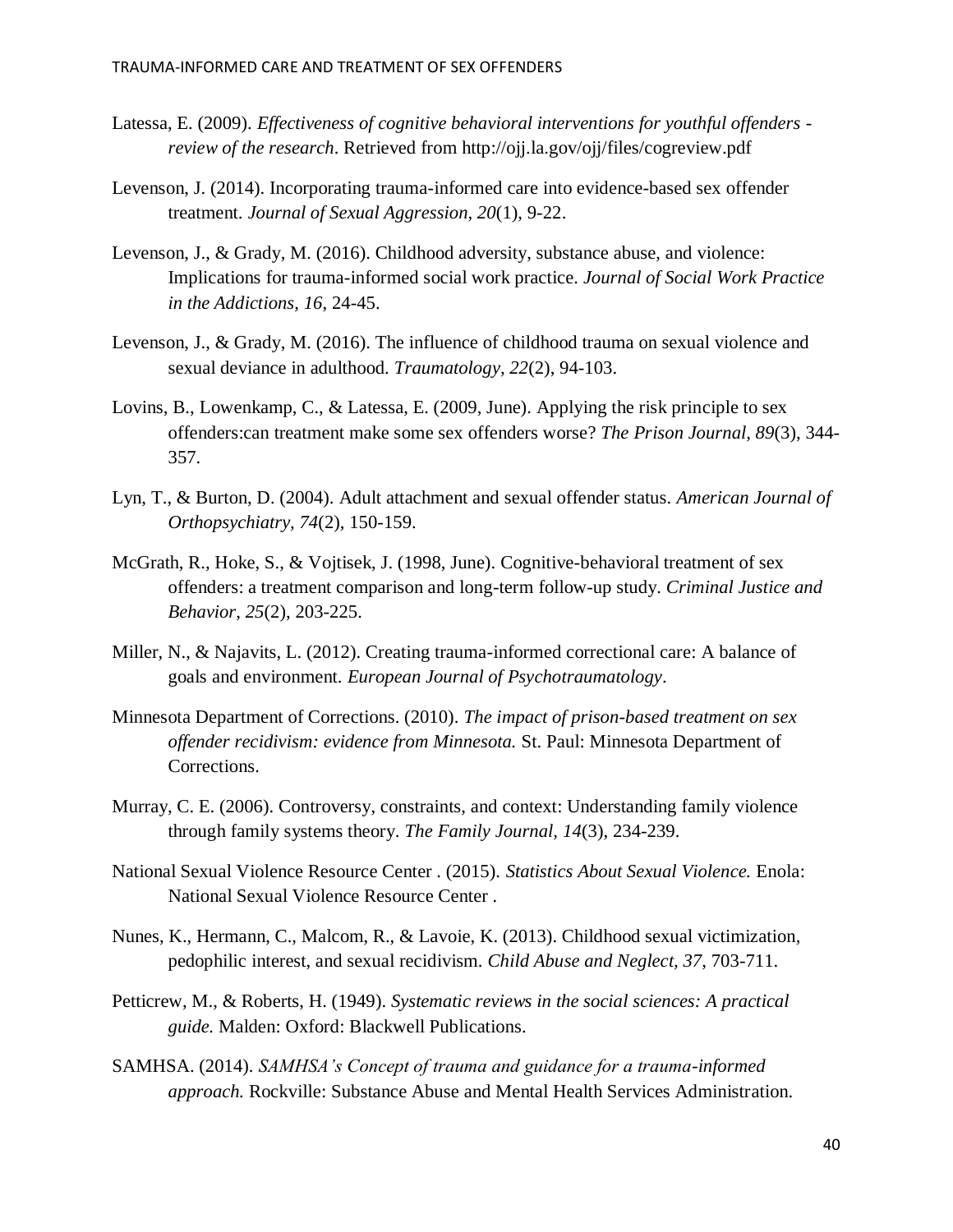Latessa, E. (2009). *Effectiveness of cognitive behavioral interventions for youthful offenders - review of the research*. Retrieved from http://ojj.la.gov/ojj/files/cogreview.pdf

Levenson, J. (2014). Incorporating trauma-informed care into evidence-based sex offender treatment. *Journal of Sexual Aggression, 20*(1), 9-22.

Levenson, J., & Grady, M. (2016). Childhood adversity, substance abuse, and violence: Implications for trauma-informed social work practice. *Journal of Social Work Practice in the Addictions, 16*, 24-45.

Levenson, J., & Grady, M. (2016). The influence of childhood trauma on sexual violence and sexual deviance in adulthood. *Traumatology, 22*(2), 94-103.

Lovins, B., Lowenkamp, C., & Latessa, E. (2009, June). Applying the risk principle to sex offenders:can treatment make some sex offenders worse? *The Prison Journal, 89*(3), 344-357.

Lyn, T., & Burton, D. (2004). Adult attachment and sexual offender status. *American Journal of Orthopsychiatry, 74*(2), 150-159.

McGrath, R., Hoke, S., & Vojtisek, J. (1998, June). Cognitive-behavioral treatment of sex offenders: a treatment comparison and long-term follow-up study. *Criminal Justice and Behavior, 25*(2), 203-225.

Miller, N., & Najavits, L. (2012). Creating trauma-informed correctional care: A balance of goals and environment. *European Journal of Psychotraumatology*.

Minnesota Department of Corrections. (2010). *The impact of prison-based treatment on sex offender recidivism: evidence from Minnesota.* St. Paul: Minnesota Department of Corrections.

Murray, C. E. (2006). Controversy, constraints, and context: Understanding family violence through family systems theory. *The Family Journal, 14*(3), 234-239.

National Sexual Violence Resource Center . (2015). *Statistics About Sexual Violence.* Enola: National Sexual Violence Resource Center .

Nunes, K., Hermann, C., Malcom, R., & Lavoie, K. (2013). Childhood sexual victimization, pedophilic interest, and sexual recidivism. *Child Abuse and Neglect, 37*, 703-711.

Petticrew, M., & Roberts, H. (1949). *Systematic reviews in the social sciences: A practical guide.* Malden: Oxford: Blackwell Publications.

SAMHSA. (2014). *SAMHSA's Concept of trauma and guidance for a trauma-informed approach.* Rockville: Substance Abuse and Mental Health Services Administration.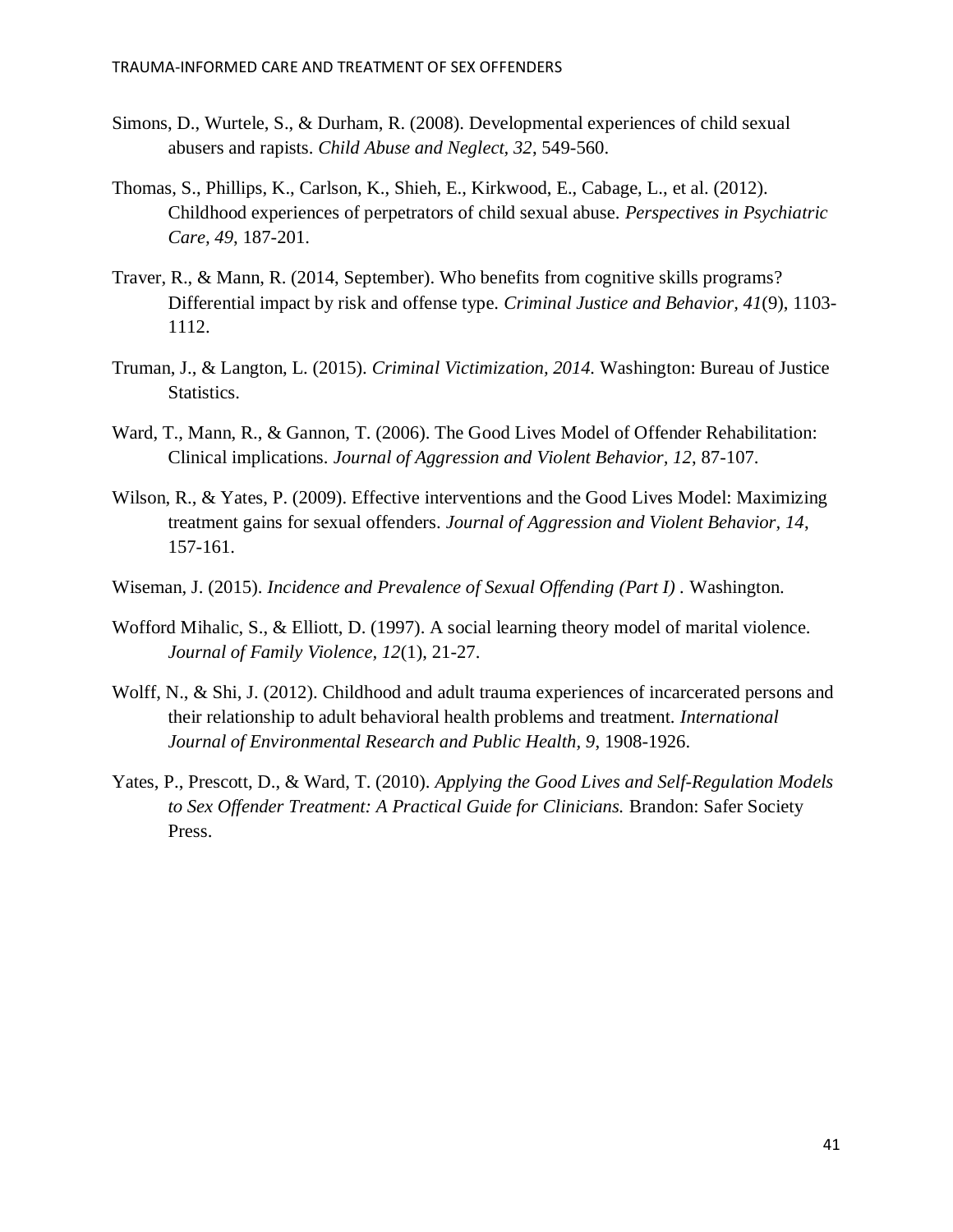Simons, D., Wurtele, S., & Durham, R. (2008). Developmental experiences of child sexual abusers and rapists. *Child Abuse and Neglect, 32*, 549-560.

Thomas, S., Phillips, K., Carlson, K., Shieh, E., Kirkwood, E., Cabage, L., et al. (2012). Childhood experiences of perpetrators of child sexual abuse. *Perspectives in Psychiatric Care, 49*, 187-201.

Traver, R., & Mann, R. (2014, September). Who benefits from cognitive skills programs? Differential impact by risk and offense type. *Criminal Justice and Behavior, 41*(9), 1103-1112.

Truman, J., & Langton, L. (2015). *Criminal Victimization, 2014.* Washington: Bureau of Justice Statistics.

Ward, T., Mann, R., & Gannon, T. (2006). The Good Lives Model of Offender Rehabilitation: Clinical implications. *Journal of Aggression and Violent Behavior, 12*, 87-107.

Wilson, R., & Yates, P. (2009). Effective interventions and the Good Lives Model: Maximizing treatment gains for sexual offenders. *Journal of Aggression and Violent Behavior, 14*, 157-161.

Wiseman, J. (2015). *Incidence and Prevalence of Sexual Offending (Part I)* . Washington.

Wofford Mihalic, S., & Elliott, D. (1997). A social learning theory model of marital violence. *Journal of Family Violence, 12*(1), 21-27.

Wolff, N., & Shi, J. (2012). Childhood and adult trauma experiences of incarcerated persons and their relationship to adult behavioral health problems and treatment. *International Journal of Environmental Research and Public Health, 9*, 1908-1926.

Yates, P., Prescott, D., & Ward, T. (2010). *Applying the Good Lives and Self-Regulation Models to Sex Offender Treatment: A Practical Guide for Clinicians.* Brandon: Safer Society Press.